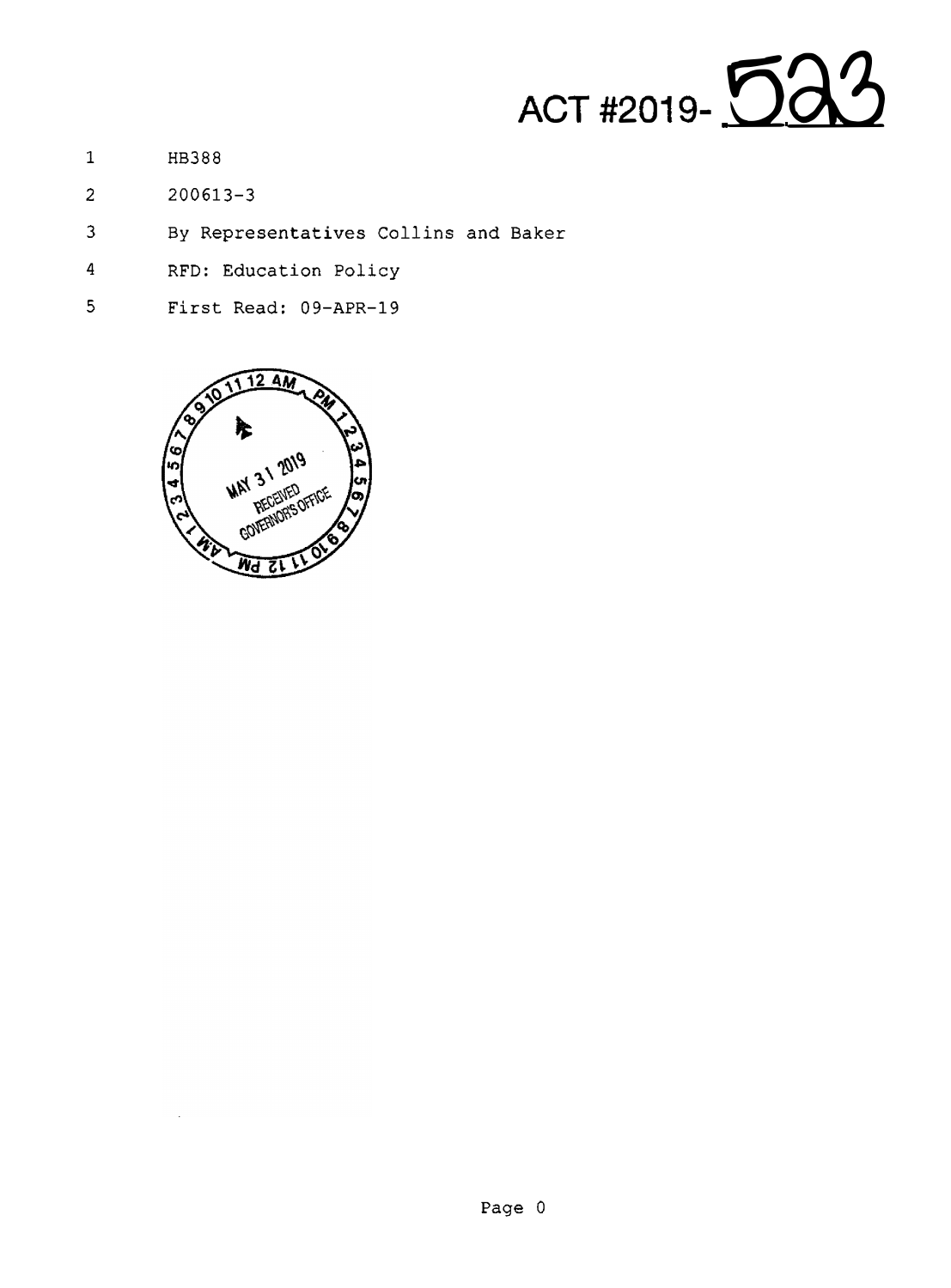# ACT #2019-523

HB388

200613-3

By Representatives Collins and Baker

RFD: Education Policy

First Read: 09-APR-19

MAY 31 2019
RECEIVED
GOVERNOR'S OFFICE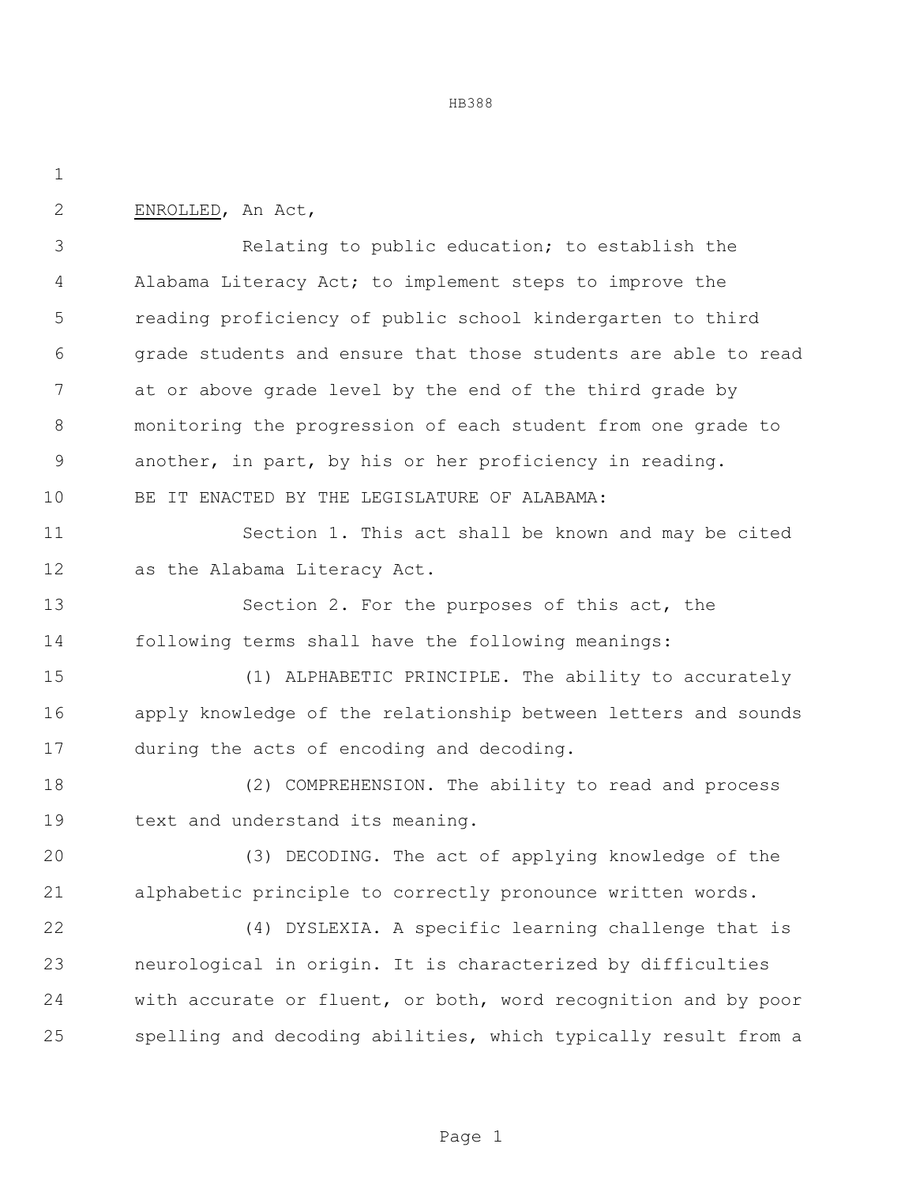ENROLLED, An Act,

Relating to public education; to establish the Alabama Literacy Act; to implement steps to improve the reading proficiency of public school kindergarten to third grade students and ensure that those students are able to read at or above grade level by the end of the third grade by monitoring the progression of each student from one grade to another, in part, by his or her proficiency in reading.

BE IT ENACTED BY THE LEGISLATURE OF ALABAMA:

Section 1. This act shall be known and may be cited as the Alabama Literacy Act.

Section 2. For the purposes of this act, the following terms shall have the following meanings:

(1) ALPHABETIC PRINCIPLE. The ability to accurately apply knowledge of the relationship between letters and sounds during the acts of encoding and decoding.

(2) COMPREHENSION. The ability to read and process text and understand its meaning.

(3) DECODING. The act of applying knowledge of the alphabetic principle to correctly pronounce written words.

(4) DYSLEXIA. A specific learning challenge that is neurological in origin. It is characterized by difficulties with accurate or fluent, or both, word recognition and by poor spelling and decoding abilities, which typically result from a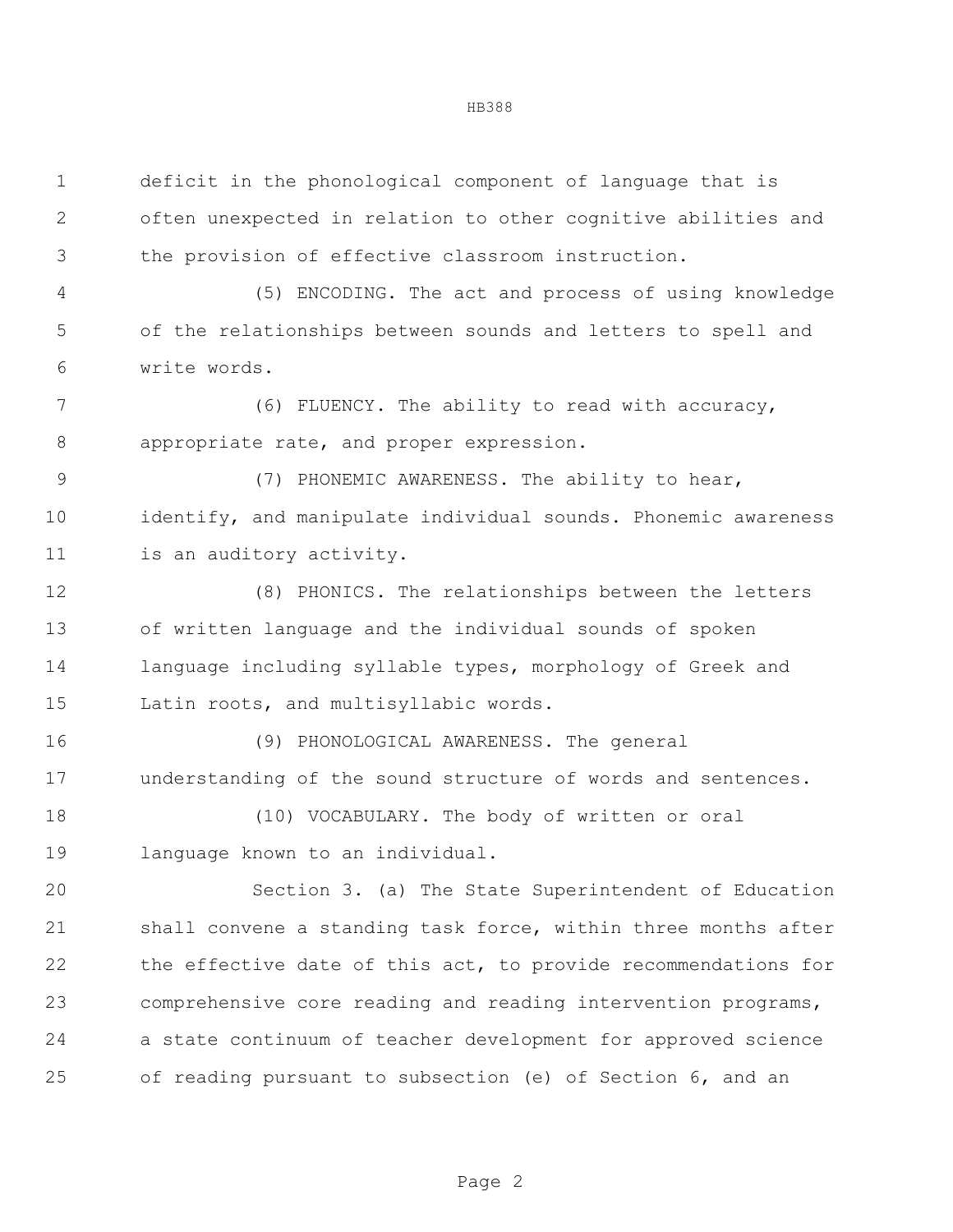deficit in the phonological component of language that is often unexpected in relation to other cognitive abilities and the provision of effective classroom instruction.

(5) ENCODING. The act and process of using knowledge of the relationships between sounds and letters to spell and write words.

(6) FLUENCY. The ability to read with accuracy, appropriate rate, and proper expression.

(7) PHONEMIC AWARENESS. The ability to hear, identify, and manipulate individual sounds. Phonemic awareness is an auditory activity.

(8) PHONICS. The relationships between the letters of written language and the individual sounds of spoken language including syllable types, morphology of Greek and Latin roots, and multisyllabic words.

(9) PHONOLOGICAL AWARENESS. The general understanding of the sound structure of words and sentences.

(10) VOCABULARY. The body of written or oral language known to an individual.

Section 3. (a) The State Superintendent of Education shall convene a standing task force, within three months after the effective date of this act, to provide recommendations for comprehensive core reading and reading intervention programs, a state continuum of teacher development for approved science of reading pursuant to subsection (e) of Section 6, and an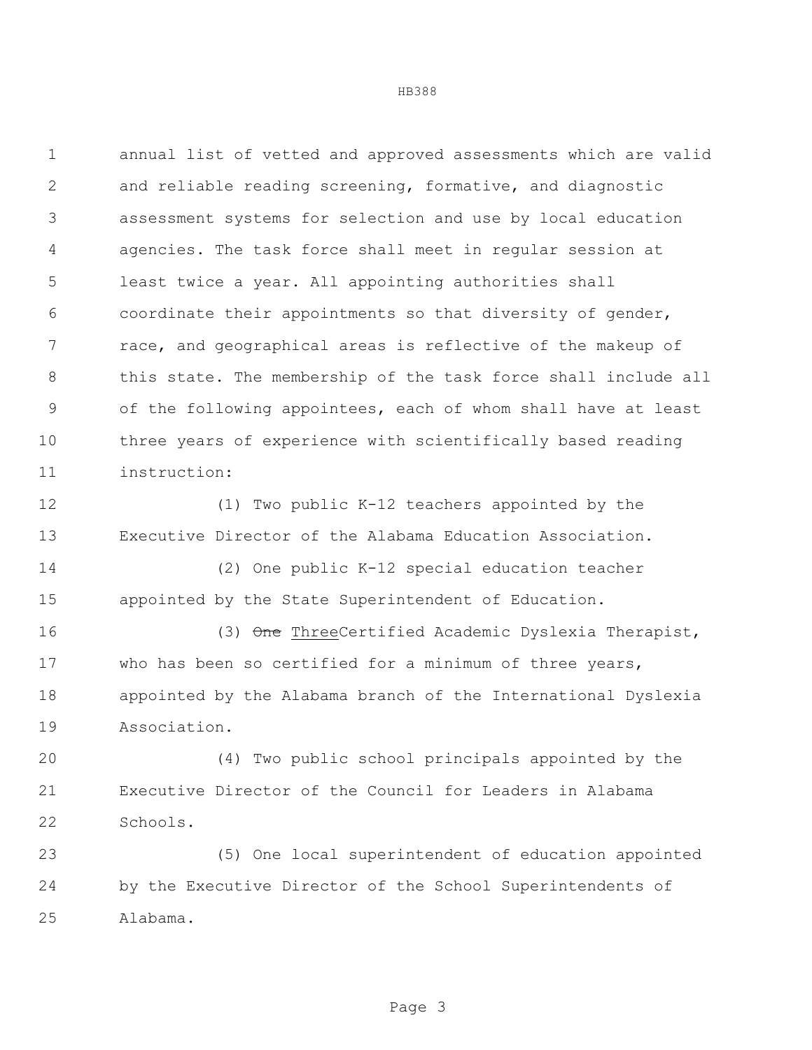annual list of vetted and approved assessments which are valid and reliable reading screening, formative, and diagnostic assessment systems for selection and use by local education agencies. The task force shall meet in regular session at least twice a year. All appointing authorities shall coordinate their appointments so that diversity of gender, race, and geographical areas is reflective of the makeup of this state. The membership of the task force shall include all of the following appointees, each of whom shall have at least three years of experience with scientifically based reading instruction:

(1) Two public K-12 teachers appointed by the Executive Director of the Alabama Education Association.

(2) One public K-12 special education teacher appointed by the State Superintendent of Education.

(3) ~~One~~ <u>Three</u>Certified Academic Dyslexia Therapist, who has been so certified for a minimum of three years, appointed by the Alabama branch of the International Dyslexia Association.

(4) Two public school principals appointed by the Executive Director of the Council for Leaders in Alabama Schools.

(5) One local superintendent of education appointed by the Executive Director of the School Superintendents of Alabama.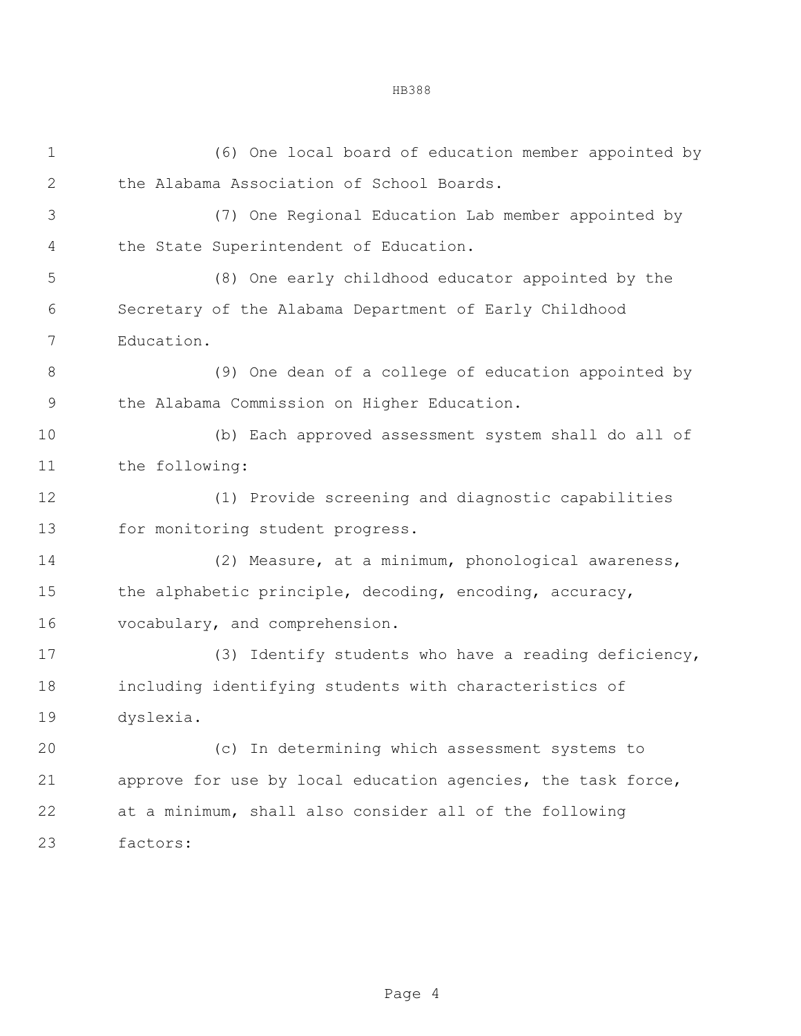(6) One local board of education member appointed by the Alabama Association of School Boards.

(7) One Regional Education Lab member appointed by the State Superintendent of Education.

(8) One early childhood educator appointed by the Secretary of the Alabama Department of Early Childhood Education.

(9) One dean of a college of education appointed by the Alabama Commission on Higher Education.

(b) Each approved assessment system shall do all of the following:

(1) Provide screening and diagnostic capabilities for monitoring student progress.

(2) Measure, at a minimum, phonological awareness, the alphabetic principle, decoding, encoding, accuracy, vocabulary, and comprehension.

(3) Identify students who have a reading deficiency, including identifying students with characteristics of dyslexia.

(c) In determining which assessment systems to approve for use by local education agencies, the task force, at a minimum, shall also consider all of the following factors: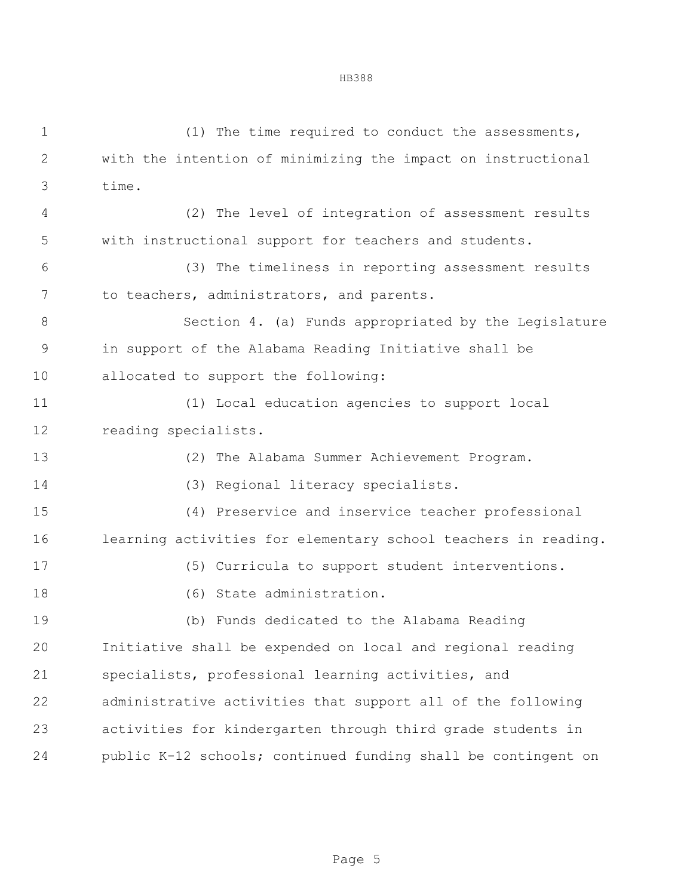(1) The time required to conduct the assessments, with the intention of minimizing the impact on instructional time.

(2) The level of integration of assessment results with instructional support for teachers and students.

(3) The timeliness in reporting assessment results to teachers, administrators, and parents.

Section 4. (a) Funds appropriated by the Legislature in support of the Alabama Reading Initiative shall be allocated to support the following:

(1) Local education agencies to support local reading specialists.

(2) The Alabama Summer Achievement Program.

(3) Regional literacy specialists.

(4) Preservice and inservice teacher professional learning activities for elementary school teachers in reading.

(5) Curricula to support student interventions.

(6) State administration.

(b) Funds dedicated to the Alabama Reading Initiative shall be expended on local and regional reading specialists, professional learning activities, and administrative activities that support all of the following activities for kindergarten through third grade students in public K-12 schools; continued funding shall be contingent on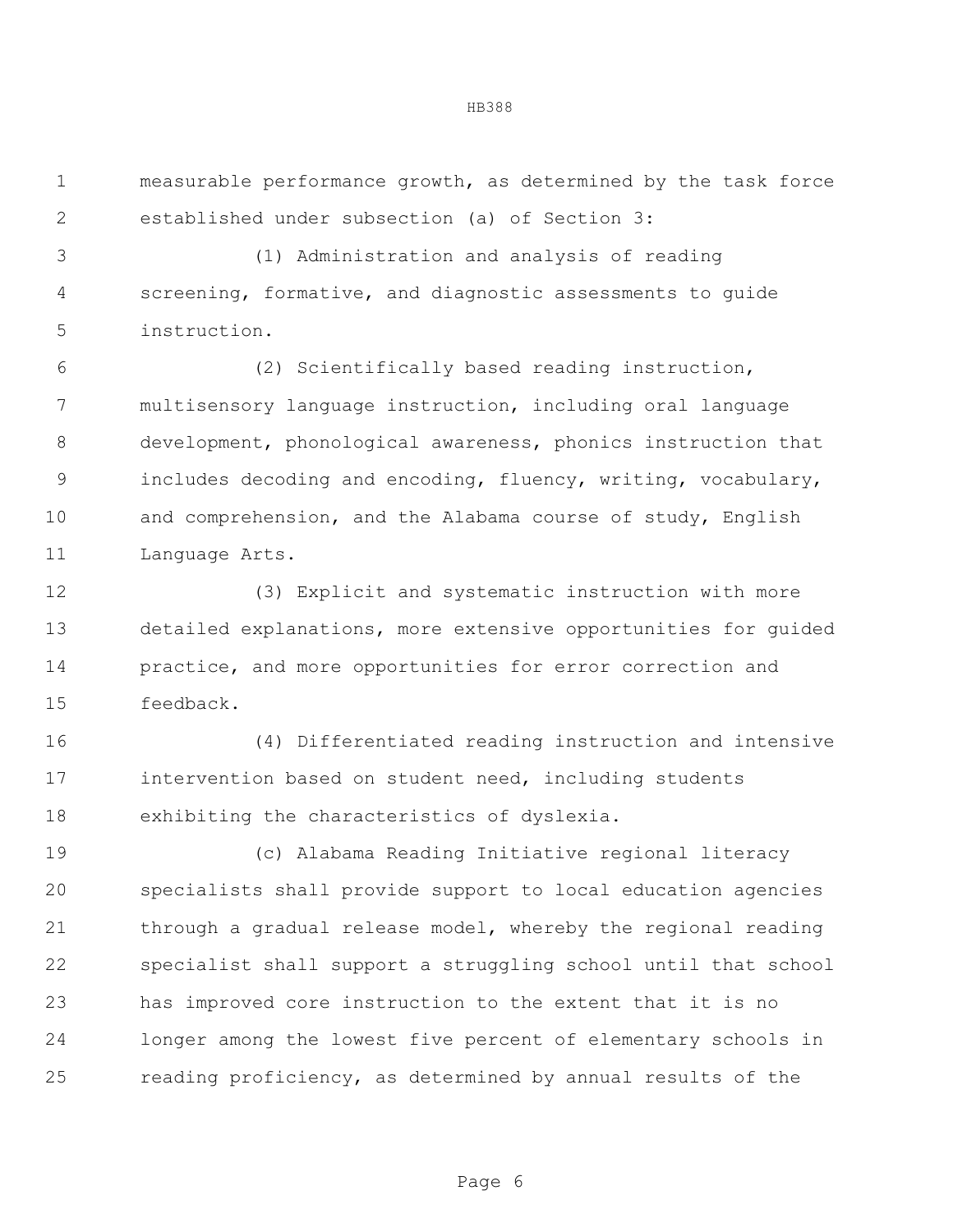measurable performance growth, as determined by the task force established under subsection (a) of Section 3:

(1) Administration and analysis of reading screening, formative, and diagnostic assessments to guide instruction.

(2) Scientifically based reading instruction, multisensory language instruction, including oral language development, phonological awareness, phonics instruction that includes decoding and encoding, fluency, writing, vocabulary, and comprehension, and the Alabama course of study, English Language Arts.

(3) Explicit and systematic instruction with more detailed explanations, more extensive opportunities for guided practice, and more opportunities for error correction and feedback.

(4) Differentiated reading instruction and intensive intervention based on student need, including students exhibiting the characteristics of dyslexia.

(c) Alabama Reading Initiative regional literacy specialists shall provide support to local education agencies through a gradual release model, whereby the regional reading specialist shall support a struggling school until that school has improved core instruction to the extent that it is no longer among the lowest five percent of elementary schools in reading proficiency, as determined by annual results of the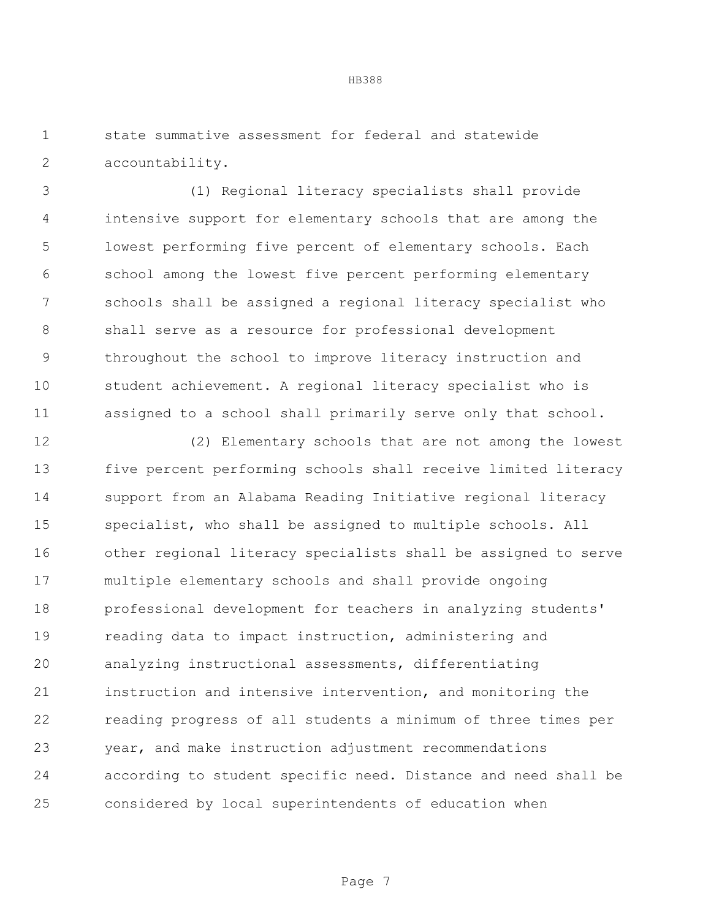state summative assessment for federal and statewide accountability.

(1) Regional literacy specialists shall provide intensive support for elementary schools that are among the lowest performing five percent of elementary schools. Each school among the lowest five percent performing elementary schools shall be assigned a regional literacy specialist who shall serve as a resource for professional development throughout the school to improve literacy instruction and student achievement. A regional literacy specialist who is assigned to a school shall primarily serve only that school.

(2) Elementary schools that are not among the lowest five percent performing schools shall receive limited literacy support from an Alabama Reading Initiative regional literacy specialist, who shall be assigned to multiple schools. All other regional literacy specialists shall be assigned to serve multiple elementary schools and shall provide ongoing professional development for teachers in analyzing students' reading data to impact instruction, administering and analyzing instructional assessments, differentiating instruction and intensive intervention, and monitoring the reading progress of all students a minimum of three times per year, and make instruction adjustment recommendations according to student specific need. Distance and need shall be considered by local superintendents of education when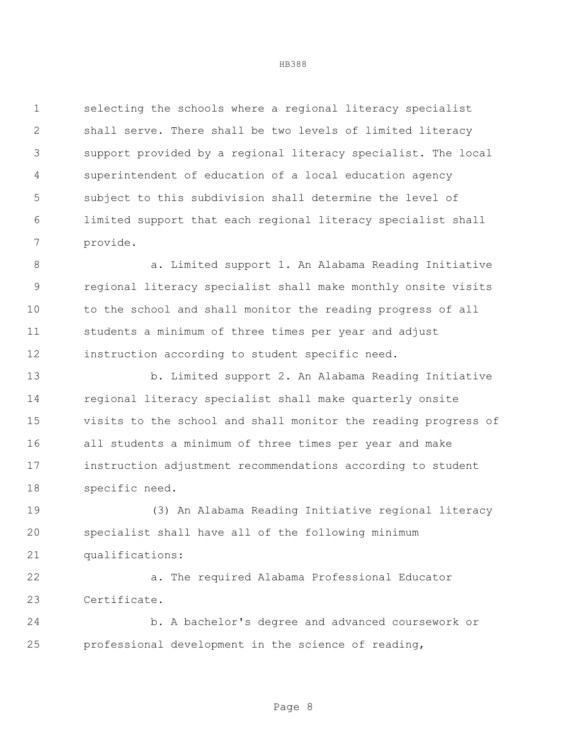selecting the schools where a regional literacy specialist shall serve. There shall be two levels of limited literacy support provided by a regional literacy specialist. The local superintendent of education of a local education agency subject to this subdivision shall determine the level of limited support that each regional literacy specialist shall provide.

a. Limited support 1. An Alabama Reading Initiative regional literacy specialist shall make monthly onsite visits to the school and shall monitor the reading progress of all students a minimum of three times per year and adjust instruction according to student specific need.

b. Limited support 2. An Alabama Reading Initiative regional literacy specialist shall make quarterly onsite visits to the school and shall monitor the reading progress of all students a minimum of three times per year and make instruction adjustment recommendations according to student specific need.

(3) An Alabama Reading Initiative regional literacy specialist shall have all of the following minimum qualifications:

a. The required Alabama Professional Educator Certificate.

b. A bachelor's degree and advanced coursework or professional development in the science of reading,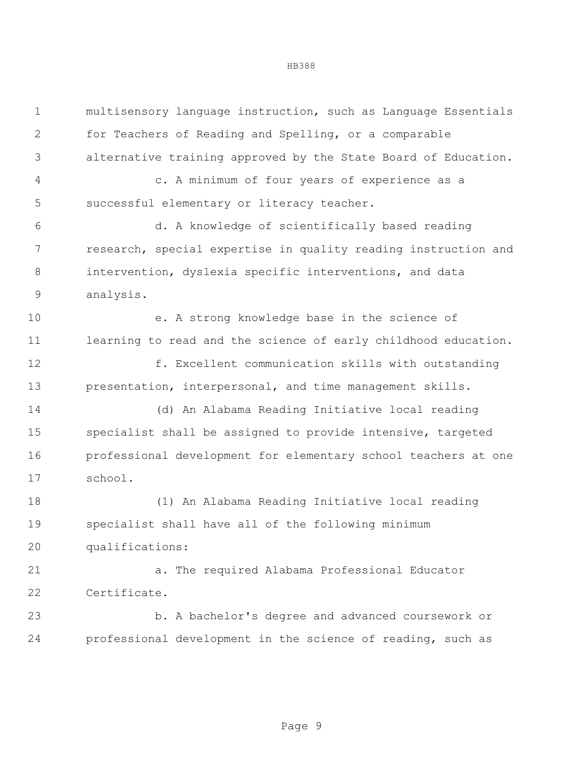multisensory language instruction, such as Language Essentials for Teachers of Reading and Spelling, or a comparable alternative training approved by the State Board of Education.

c. A minimum of four years of experience as a successful elementary or literacy teacher.

d. A knowledge of scientifically based reading research, special expertise in quality reading instruction and intervention, dyslexia specific interventions, and data analysis.

e. A strong knowledge base in the science of learning to read and the science of early childhood education.

f. Excellent communication skills with outstanding presentation, interpersonal, and time management skills.

(d) An Alabama Reading Initiative local reading specialist shall be assigned to provide intensive, targeted professional development for elementary school teachers at one school.

(1) An Alabama Reading Initiative local reading specialist shall have all of the following minimum qualifications:

a. The required Alabama Professional Educator Certificate.

b. A bachelor's degree and advanced coursework or professional development in the science of reading, such as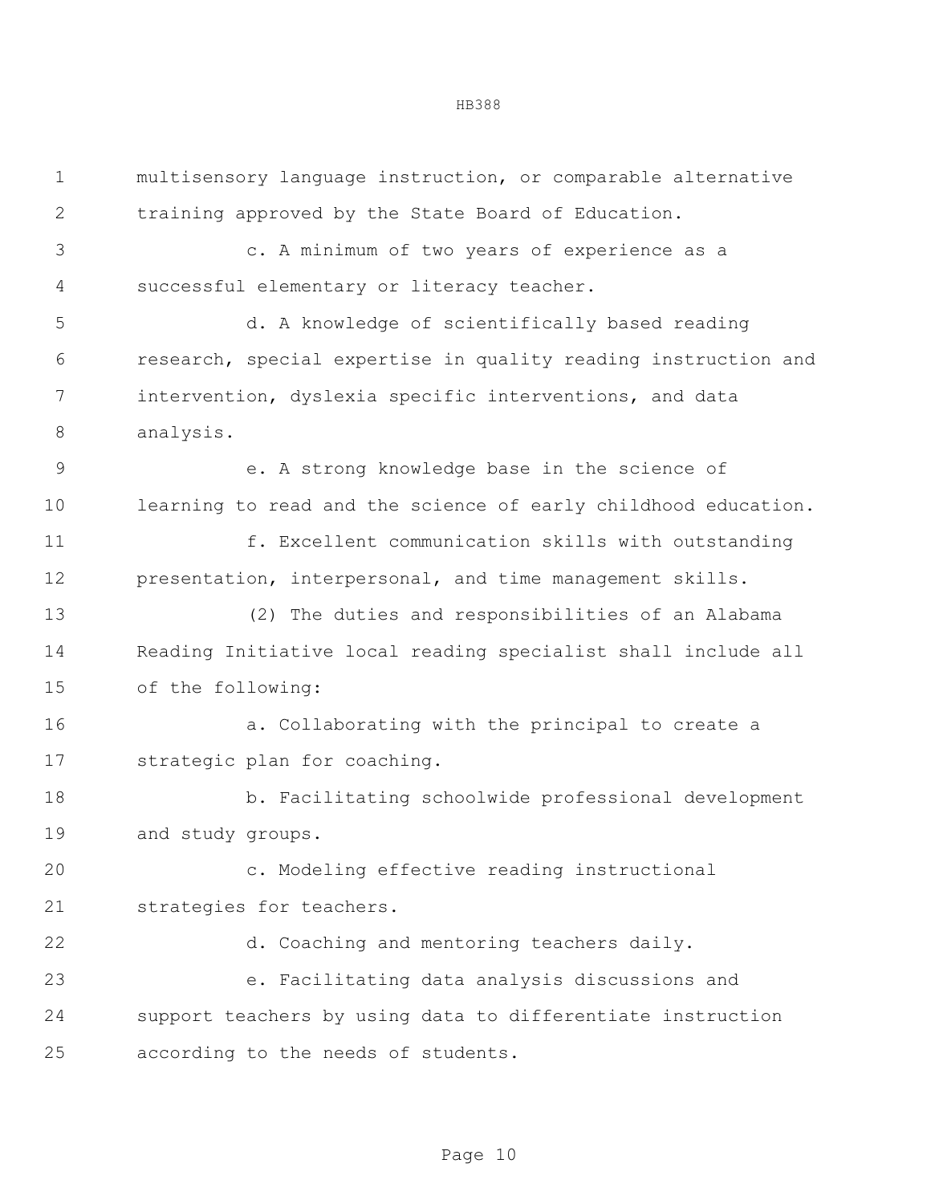multisensory language instruction, or comparable alternative training approved by the State Board of Education.

c. A minimum of two years of experience as a successful elementary or literacy teacher.

d. A knowledge of scientifically based reading research, special expertise in quality reading instruction and intervention, dyslexia specific interventions, and data analysis.

e. A strong knowledge base in the science of learning to read and the science of early childhood education.

f. Excellent communication skills with outstanding presentation, interpersonal, and time management skills.

(2) The duties and responsibilities of an Alabama Reading Initiative local reading specialist shall include all of the following:

a. Collaborating with the principal to create a strategic plan for coaching.

b. Facilitating schoolwide professional development and study groups.

c. Modeling effective reading instructional strategies for teachers.

d. Coaching and mentoring teachers daily.

e. Facilitating data analysis discussions and support teachers by using data to differentiate instruction according to the needs of students.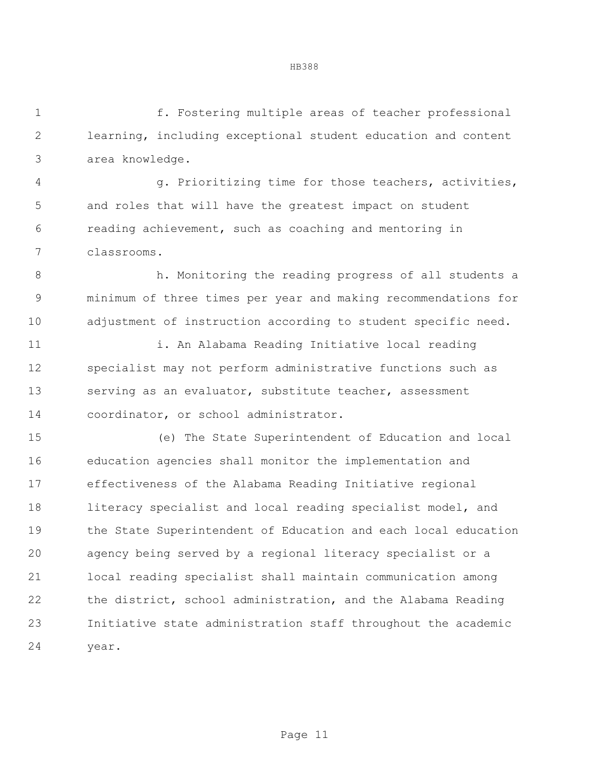f. Fostering multiple areas of teacher professional learning, including exceptional student education and content area knowledge.

g. Prioritizing time for those teachers, activities, and roles that will have the greatest impact on student reading achievement, such as coaching and mentoring in classrooms.

h. Monitoring the reading progress of all students a minimum of three times per year and making recommendations for adjustment of instruction according to student specific need.

i. An Alabama Reading Initiative local reading specialist may not perform administrative functions such as serving as an evaluator, substitute teacher, assessment coordinator, or school administrator.

(e) The State Superintendent of Education and local education agencies shall monitor the implementation and effectiveness of the Alabama Reading Initiative regional literacy specialist and local reading specialist model, and the State Superintendent of Education and each local education agency being served by a regional literacy specialist or a local reading specialist shall maintain communication among the district, school administration, and the Alabama Reading Initiative state administration staff throughout the academic year.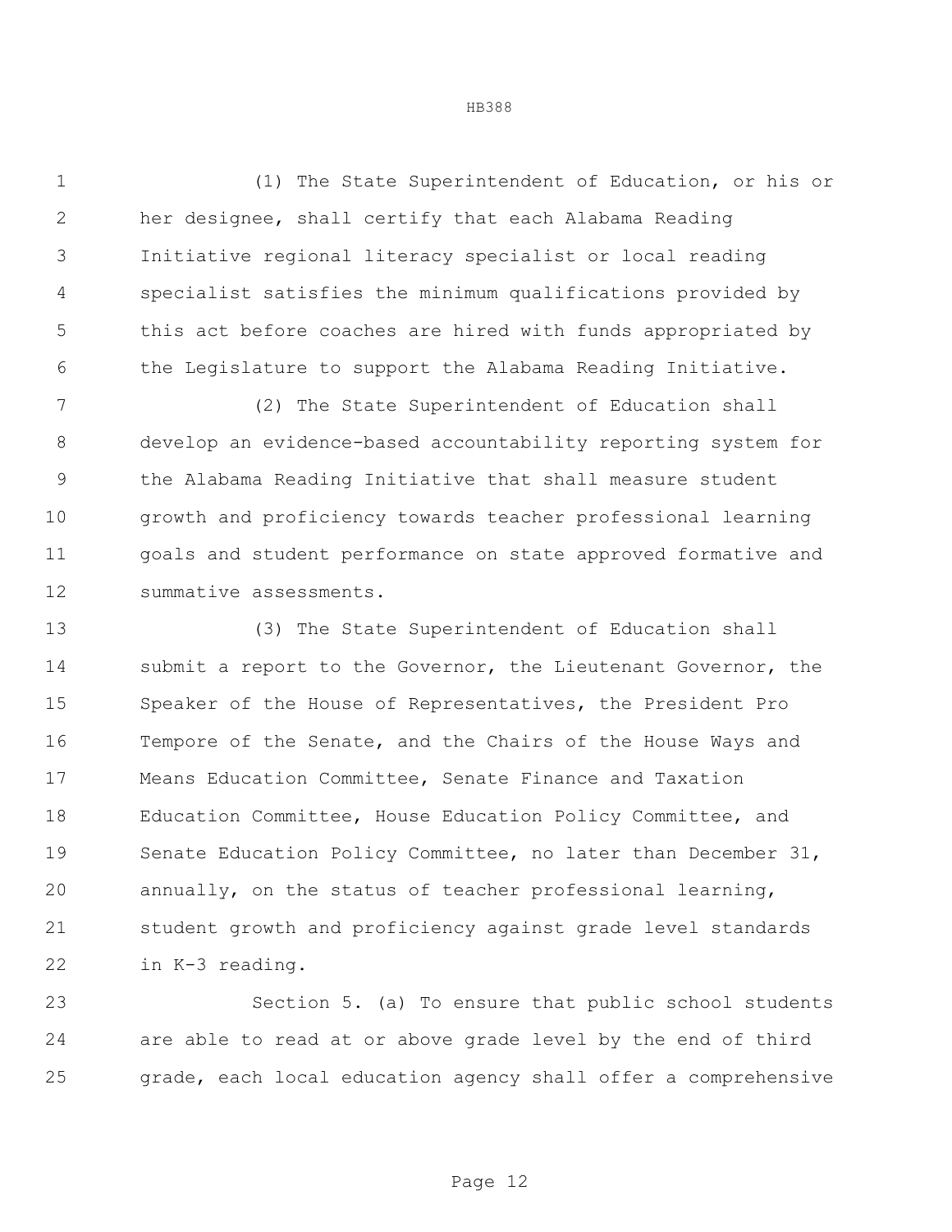(1) The State Superintendent of Education, or his or her designee, shall certify that each Alabama Reading Initiative regional literacy specialist or local reading specialist satisfies the minimum qualifications provided by this act before coaches are hired with funds appropriated by the Legislature to support the Alabama Reading Initiative.

(2) The State Superintendent of Education shall develop an evidence-based accountability reporting system for the Alabama Reading Initiative that shall measure student growth and proficiency towards teacher professional learning goals and student performance on state approved formative and summative assessments.

(3) The State Superintendent of Education shall submit a report to the Governor, the Lieutenant Governor, the Speaker of the House of Representatives, the President Pro Tempore of the Senate, and the Chairs of the House Ways and Means Education Committee, Senate Finance and Taxation Education Committee, House Education Policy Committee, and Senate Education Policy Committee, no later than December 31, annually, on the status of teacher professional learning, student growth and proficiency against grade level standards in K-3 reading.

Section 5. (a) To ensure that public school students are able to read at or above grade level by the end of third grade, each local education agency shall offer a comprehensive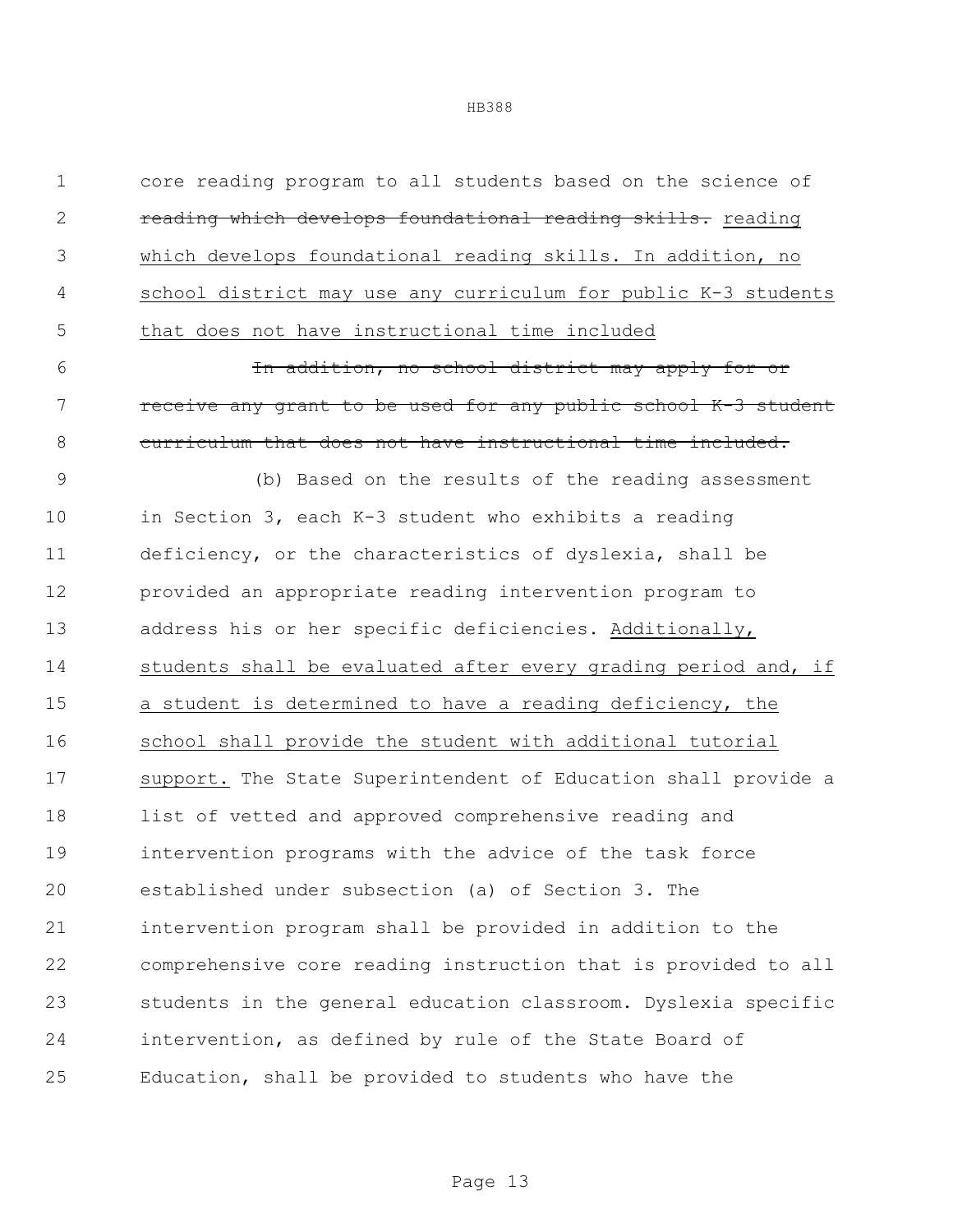core reading program to all students based on the science of ~~reading which develops foundational reading skills.~~ <u>reading which develops foundational reading skills. In addition, no school district may use any curriculum for public K-3 students that does not have instructional time included</u>

~~In addition, no school district may apply for or receive any grant to be used for any public school K-3 student curriculum that does not have instructional time included.~~

(b) Based on the results of the reading assessment in Section 3, each K-3 student who exhibits a reading deficiency, or the characteristics of dyslexia, shall be provided an appropriate reading intervention program to address his or her specific deficiencies. <u>Additionally, students shall be evaluated after every grading period and, if a student is determined to have a reading deficiency, the school shall provide the student with additional tutorial support.</u> The State Superintendent of Education shall provide a list of vetted and approved comprehensive reading and intervention programs with the advice of the task force established under subsection (a) of Section 3. The intervention program shall be provided in addition to the comprehensive core reading instruction that is provided to all students in the general education classroom. Dyslexia specific intervention, as defined by rule of the State Board of Education, shall be provided to students who have the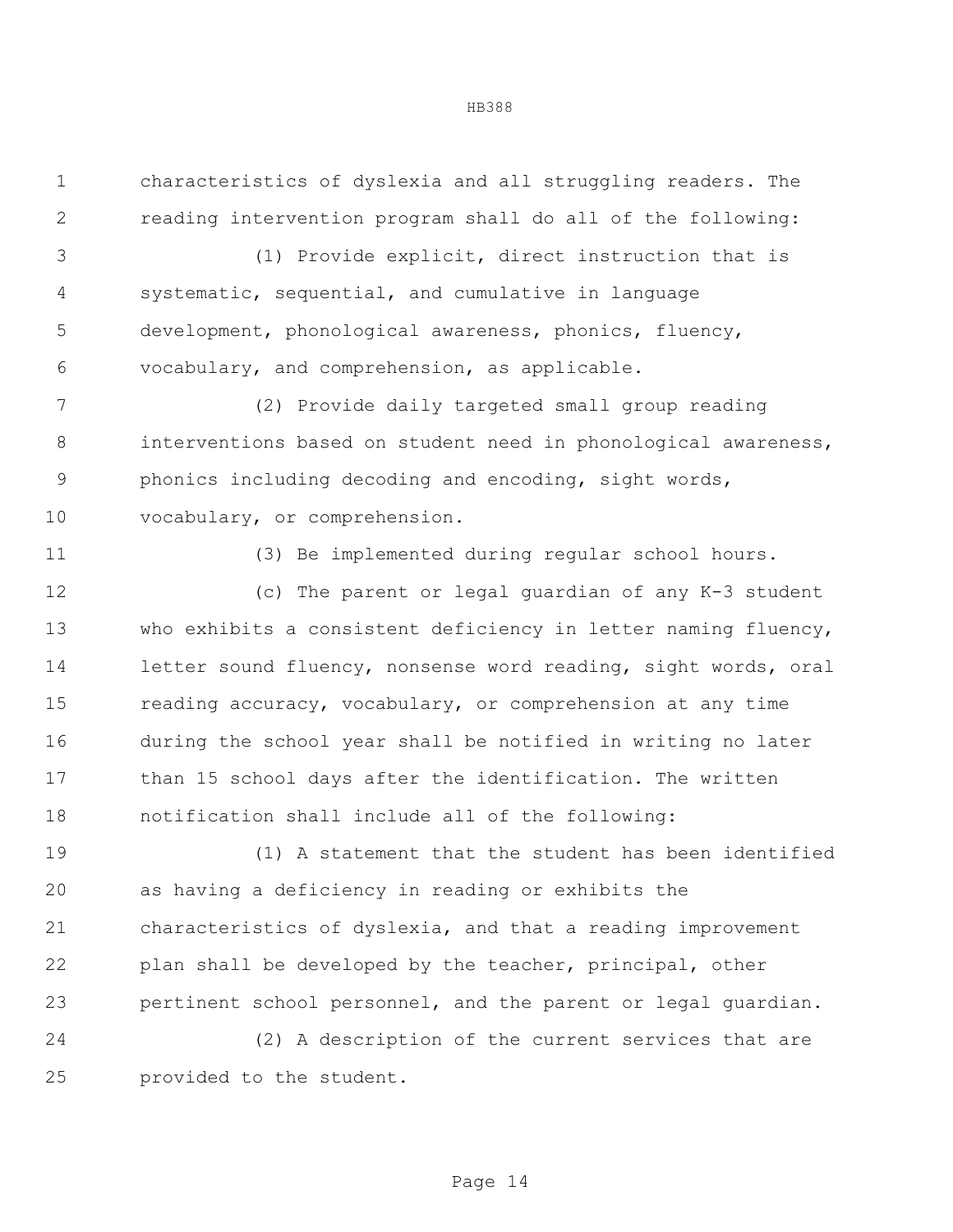characteristics of dyslexia and all struggling readers. The reading intervention program shall do all of the following:

(1) Provide explicit, direct instruction that is systematic, sequential, and cumulative in language development, phonological awareness, phonics, fluency, vocabulary, and comprehension, as applicable.

(2) Provide daily targeted small group reading interventions based on student need in phonological awareness, phonics including decoding and encoding, sight words, vocabulary, or comprehension.

(3) Be implemented during regular school hours.

(c) The parent or legal guardian of any K-3 student who exhibits a consistent deficiency in letter naming fluency, letter sound fluency, nonsense word reading, sight words, oral reading accuracy, vocabulary, or comprehension at any time during the school year shall be notified in writing no later than 15 school days after the identification. The written notification shall include all of the following:

(1) A statement that the student has been identified as having a deficiency in reading or exhibits the characteristics of dyslexia, and that a reading improvement plan shall be developed by the teacher, principal, other pertinent school personnel, and the parent or legal guardian.

(2) A description of the current services that are provided to the student.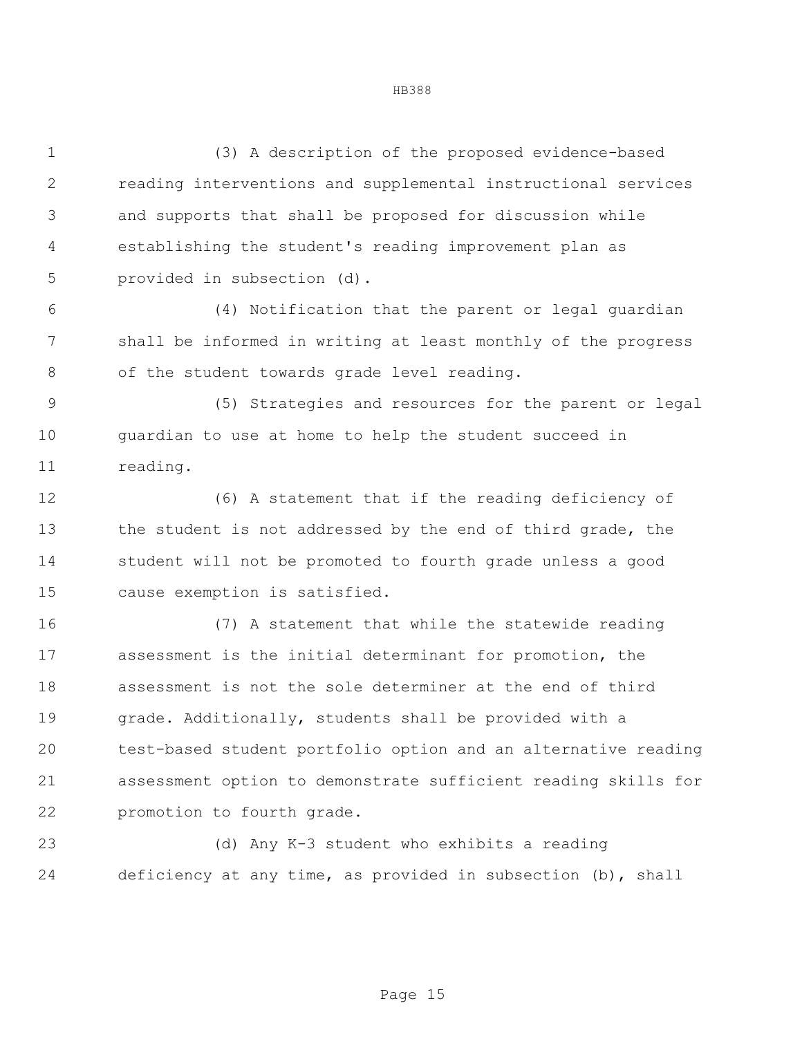(3) A description of the proposed evidence-based reading interventions and supplemental instructional services and supports that shall be proposed for discussion while establishing the student's reading improvement plan as provided in subsection (d).

(4) Notification that the parent or legal guardian shall be informed in writing at least monthly of the progress of the student towards grade level reading.

(5) Strategies and resources for the parent or legal guardian to use at home to help the student succeed in reading.

(6) A statement that if the reading deficiency of the student is not addressed by the end of third grade, the student will not be promoted to fourth grade unless a good cause exemption is satisfied.

(7) A statement that while the statewide reading assessment is the initial determinant for promotion, the assessment is not the sole determiner at the end of third grade. Additionally, students shall be provided with a test-based student portfolio option and an alternative reading assessment option to demonstrate sufficient reading skills for promotion to fourth grade.

(d) Any K-3 student who exhibits a reading deficiency at any time, as provided in subsection (b), shall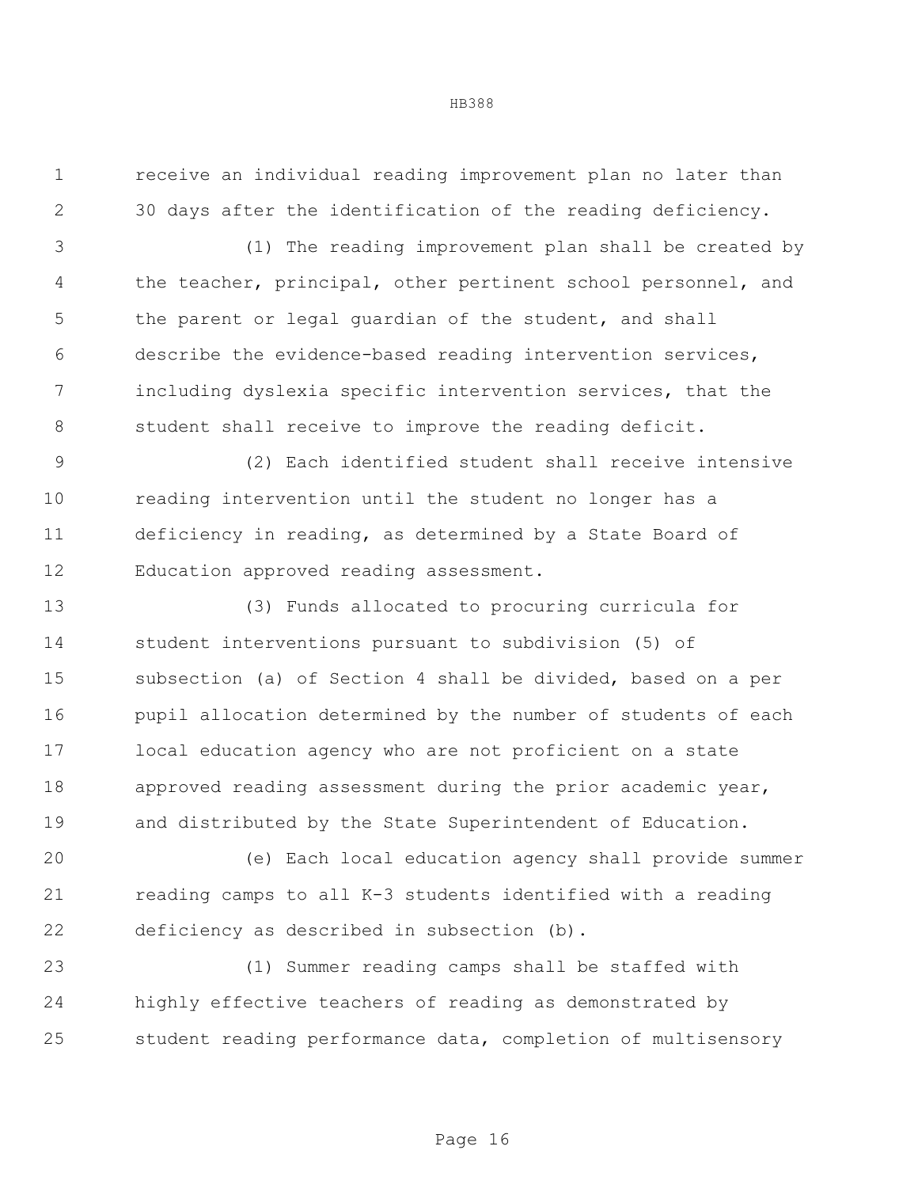receive an individual reading improvement plan no later than 30 days after the identification of the reading deficiency.

(1) The reading improvement plan shall be created by the teacher, principal, other pertinent school personnel, and the parent or legal guardian of the student, and shall describe the evidence-based reading intervention services, including dyslexia specific intervention services, that the student shall receive to improve the reading deficit.

(2) Each identified student shall receive intensive reading intervention until the student no longer has a deficiency in reading, as determined by a State Board of Education approved reading assessment.

(3) Funds allocated to procuring curricula for student interventions pursuant to subdivision (5) of subsection (a) of Section 4 shall be divided, based on a per pupil allocation determined by the number of students of each local education agency who are not proficient on a state approved reading assessment during the prior academic year, and distributed by the State Superintendent of Education.

(e) Each local education agency shall provide summer reading camps to all K-3 students identified with a reading deficiency as described in subsection (b).

(1) Summer reading camps shall be staffed with highly effective teachers of reading as demonstrated by student reading performance data, completion of multisensory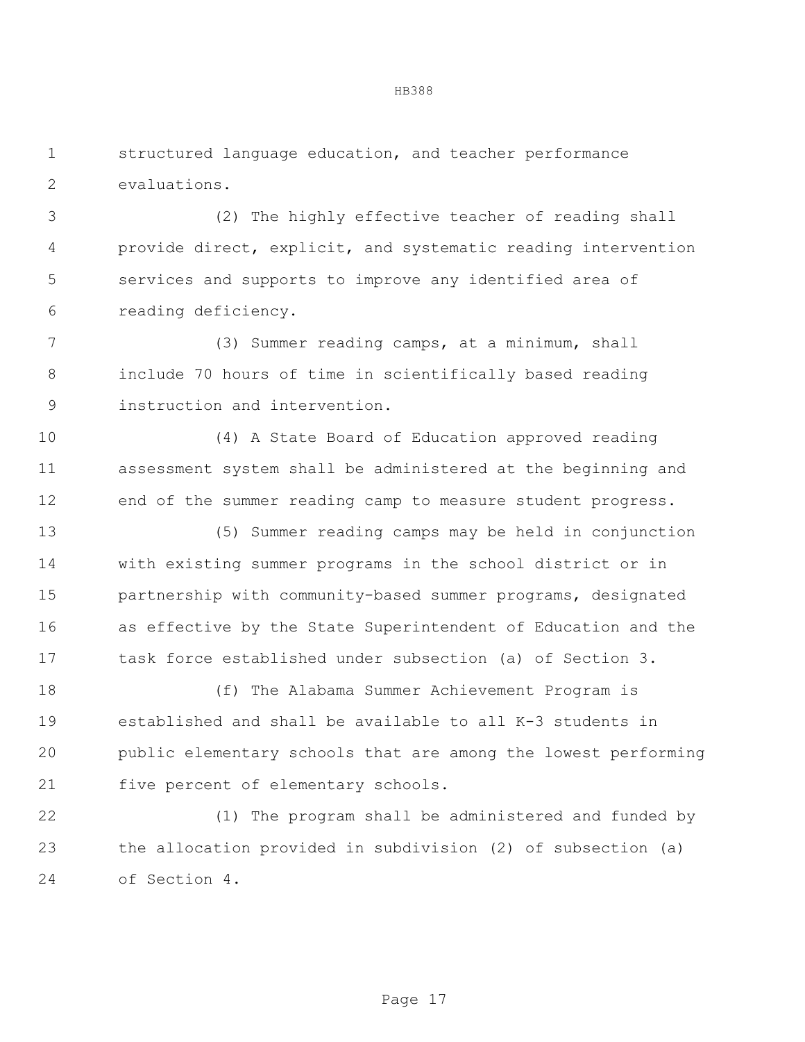structured language education, and teacher performance evaluations.

(2) The highly effective teacher of reading shall provide direct, explicit, and systematic reading intervention services and supports to improve any identified area of reading deficiency.

(3) Summer reading camps, at a minimum, shall include 70 hours of time in scientifically based reading instruction and intervention.

(4) A State Board of Education approved reading assessment system shall be administered at the beginning and end of the summer reading camp to measure student progress.

(5) Summer reading camps may be held in conjunction with existing summer programs in the school district or in partnership with community-based summer programs, designated as effective by the State Superintendent of Education and the task force established under subsection (a) of Section 3.

(f) The Alabama Summer Achievement Program is established and shall be available to all K-3 students in public elementary schools that are among the lowest performing five percent of elementary schools.

(1) The program shall be administered and funded by the allocation provided in subdivision (2) of subsection (a) of Section 4.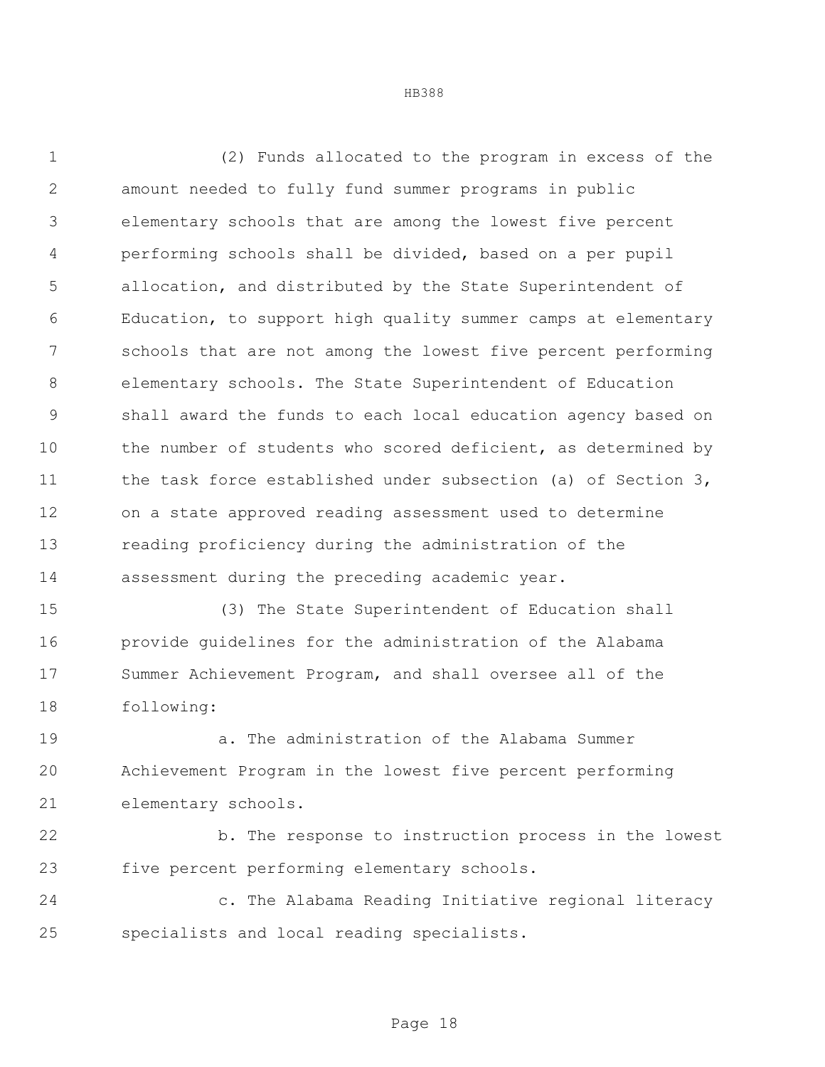(2) Funds allocated to the program in excess of the amount needed to fully fund summer programs in public elementary schools that are among the lowest five percent performing schools shall be divided, based on a per pupil allocation, and distributed by the State Superintendent of Education, to support high quality summer camps at elementary schools that are not among the lowest five percent performing elementary schools. The State Superintendent of Education shall award the funds to each local education agency based on the number of students who scored deficient, as determined by the task force established under subsection (a) of Section 3, on a state approved reading assessment used to determine reading proficiency during the administration of the assessment during the preceding academic year.

(3) The State Superintendent of Education shall provide guidelines for the administration of the Alabama Summer Achievement Program, and shall oversee all of the following:

a. The administration of the Alabama Summer Achievement Program in the lowest five percent performing elementary schools.

b. The response to instruction process in the lowest five percent performing elementary schools.

c. The Alabama Reading Initiative regional literacy specialists and local reading specialists.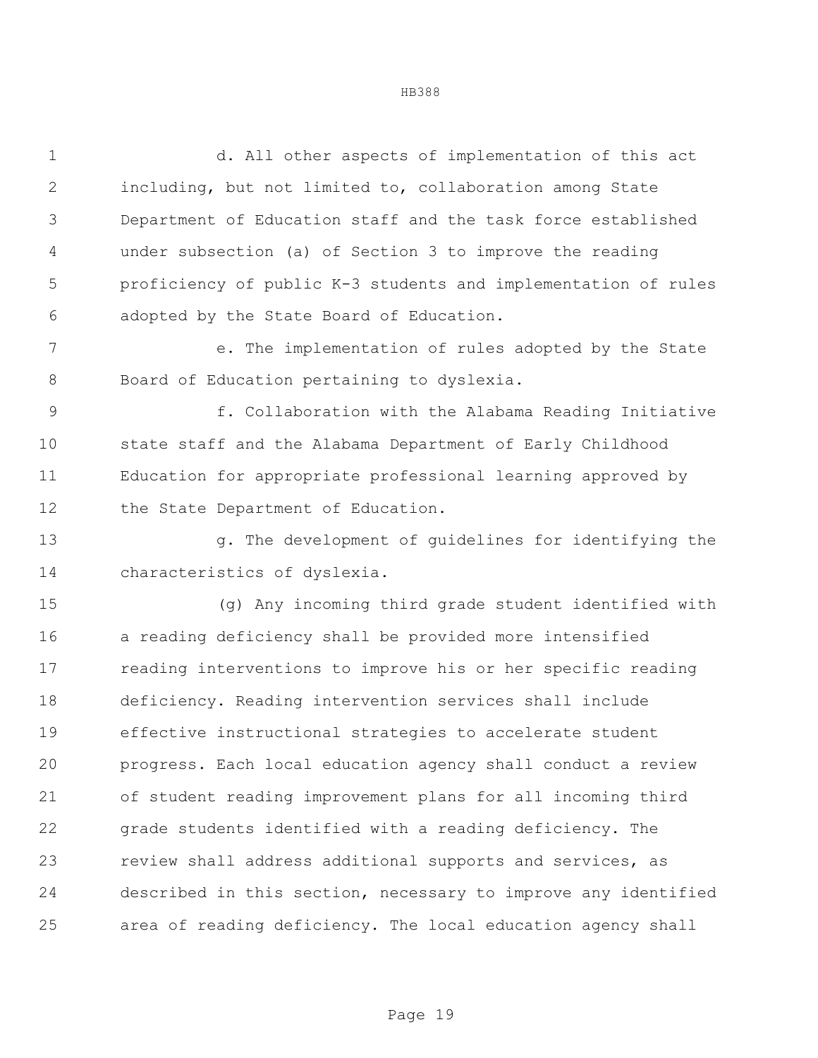d. All other aspects of implementation of this act including, but not limited to, collaboration among State Department of Education staff and the task force established under subsection (a) of Section 3 to improve the reading proficiency of public K-3 students and implementation of rules adopted by the State Board of Education.

e. The implementation of rules adopted by the State Board of Education pertaining to dyslexia.

f. Collaboration with the Alabama Reading Initiative state staff and the Alabama Department of Early Childhood Education for appropriate professional learning approved by the State Department of Education.

g. The development of guidelines for identifying the characteristics of dyslexia.

(g) Any incoming third grade student identified with a reading deficiency shall be provided more intensified reading interventions to improve his or her specific reading deficiency. Reading intervention services shall include effective instructional strategies to accelerate student progress. Each local education agency shall conduct a review of student reading improvement plans for all incoming third grade students identified with a reading deficiency. The review shall address additional supports and services, as described in this section, necessary to improve any identified area of reading deficiency. The local education agency shall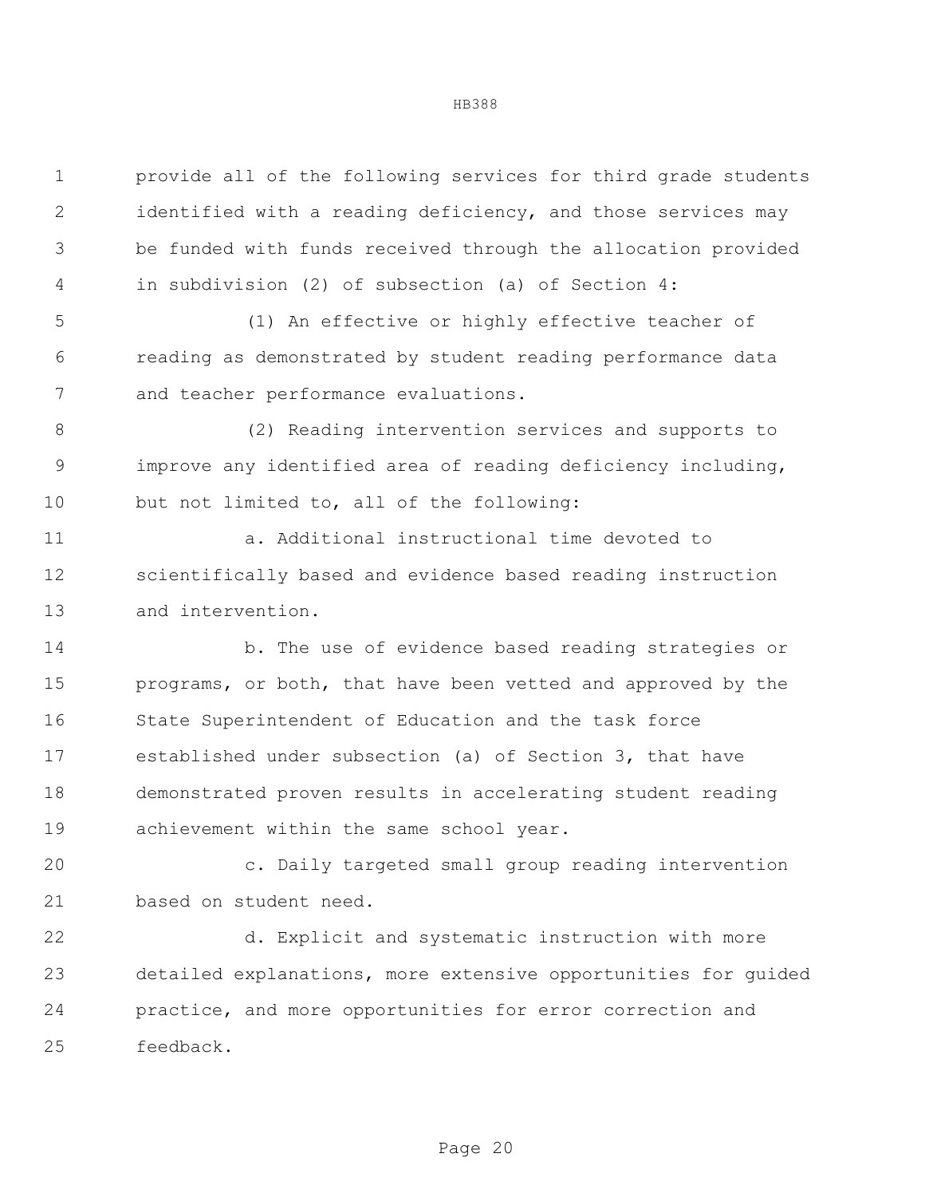provide all of the following services for third grade students identified with a reading deficiency, and those services may be funded with funds received through the allocation provided in subdivision (2) of subsection (a) of Section 4:

(1) An effective or highly effective teacher of reading as demonstrated by student reading performance data and teacher performance evaluations.

(2) Reading intervention services and supports to improve any identified area of reading deficiency including, but not limited to, all of the following:

a. Additional instructional time devoted to scientifically based and evidence based reading instruction and intervention.

b. The use of evidence based reading strategies or programs, or both, that have been vetted and approved by the State Superintendent of Education and the task force established under subsection (a) of Section 3, that have demonstrated proven results in accelerating student reading achievement within the same school year.

c. Daily targeted small group reading intervention based on student need.

d. Explicit and systematic instruction with more detailed explanations, more extensive opportunities for guided practice, and more opportunities for error correction and feedback.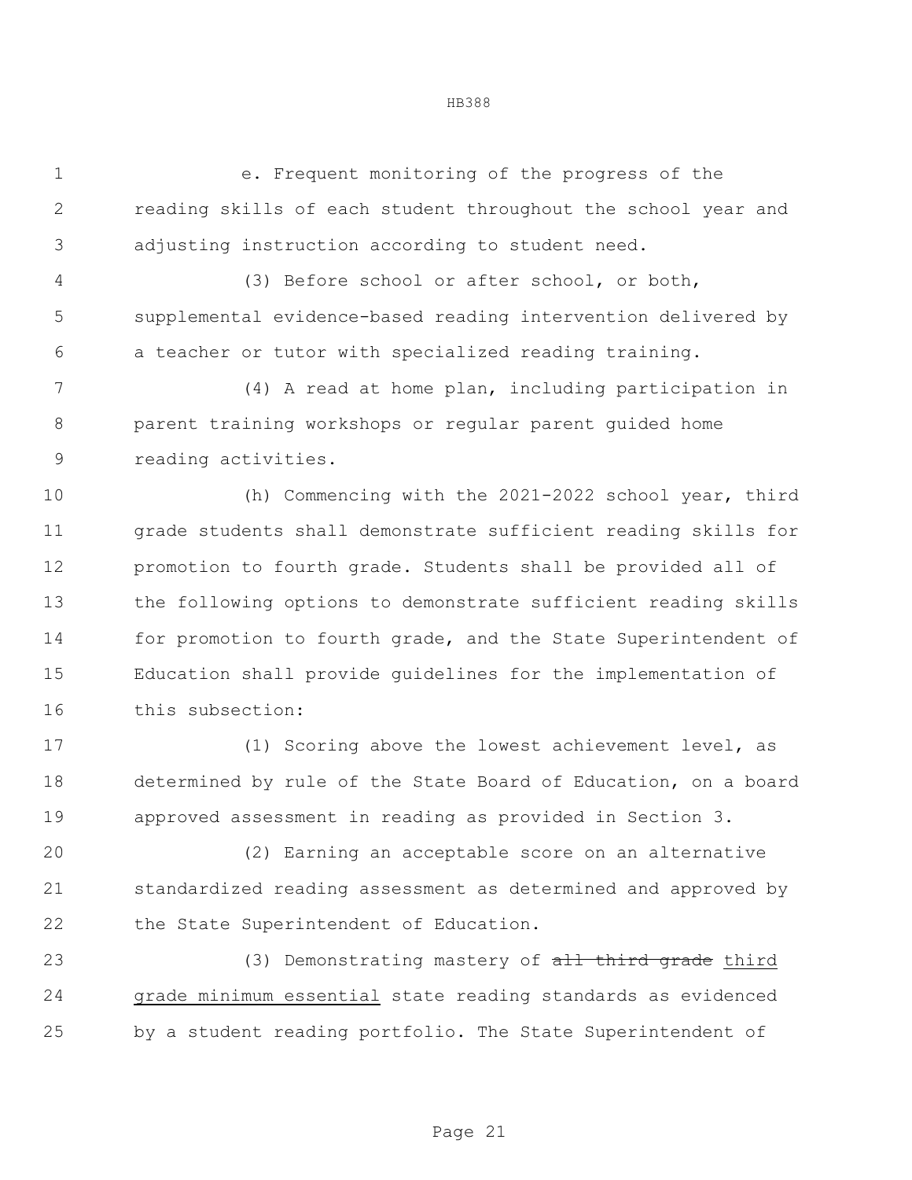e. Frequent monitoring of the progress of the reading skills of each student throughout the school year and adjusting instruction according to student need.

(3) Before school or after school, or both, supplemental evidence-based reading intervention delivered by a teacher or tutor with specialized reading training.

(4) A read at home plan, including participation in parent training workshops or regular parent guided home reading activities.

(h) Commencing with the 2021-2022 school year, third grade students shall demonstrate sufficient reading skills for promotion to fourth grade. Students shall be provided all of the following options to demonstrate sufficient reading skills for promotion to fourth grade, and the State Superintendent of Education shall provide guidelines for the implementation of this subsection:

(1) Scoring above the lowest achievement level, as determined by rule of the State Board of Education, on a board approved assessment in reading as provided in Section 3.

(2) Earning an acceptable score on an alternative standardized reading assessment as determined and approved by the State Superintendent of Education.

(3) Demonstrating mastery of ~~all third grade~~ <u>third grade minimum essential</u> state reading standards as evidenced by a student reading portfolio. The State Superintendent of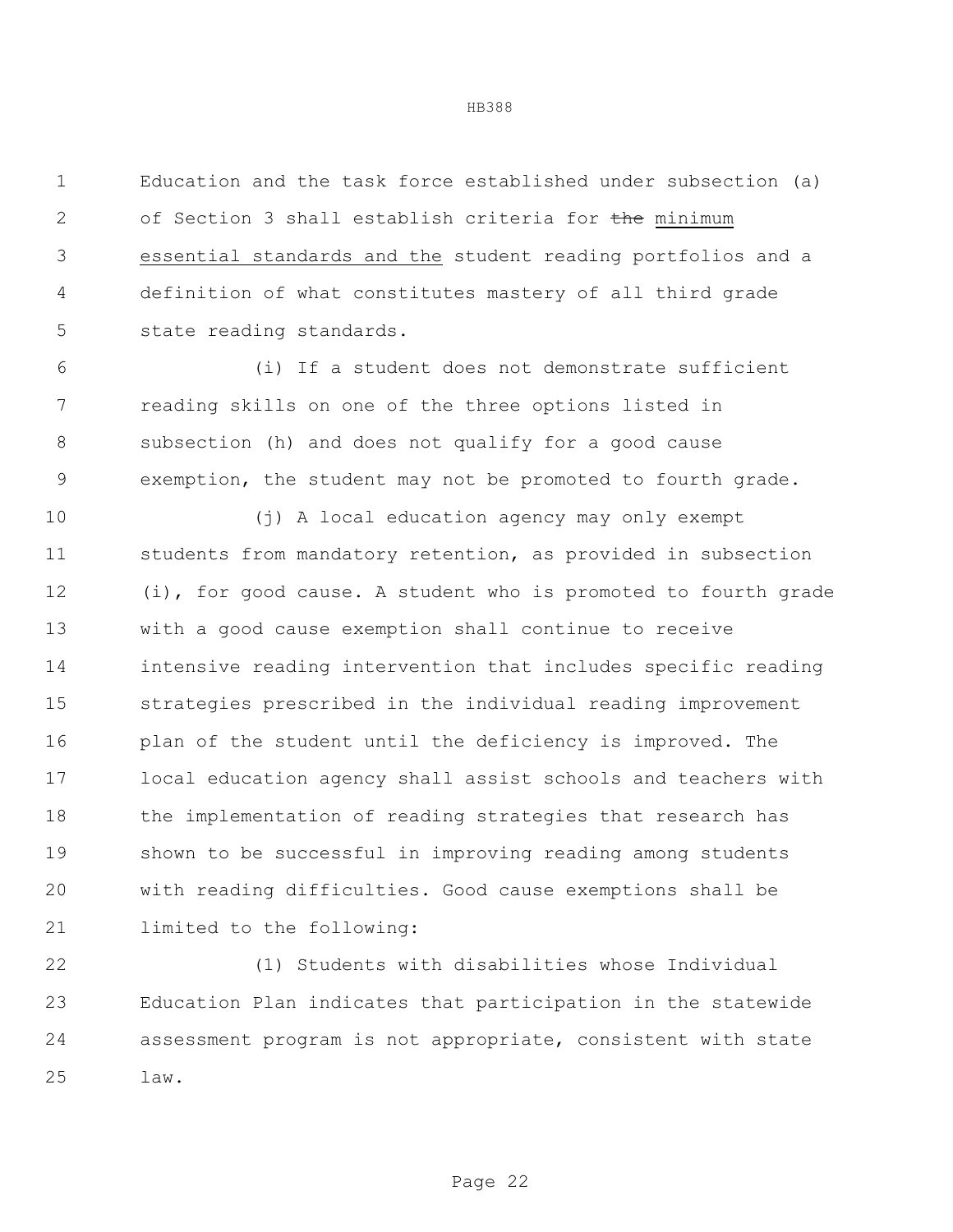Education and the task force established under subsection (a) of Section 3 shall establish criteria for ~~the~~ minimum essential standards and the student reading portfolios and a definition of what constitutes mastery of all third grade state reading standards.

(i) If a student does not demonstrate sufficient reading skills on one of the three options listed in subsection (h) and does not qualify for a good cause exemption, the student may not be promoted to fourth grade.

(j) A local education agency may only exempt students from mandatory retention, as provided in subsection (i), for good cause. A student who is promoted to fourth grade with a good cause exemption shall continue to receive intensive reading intervention that includes specific reading strategies prescribed in the individual reading improvement plan of the student until the deficiency is improved. The local education agency shall assist schools and teachers with the implementation of reading strategies that research has shown to be successful in improving reading among students with reading difficulties. Good cause exemptions shall be limited to the following:

(1) Students with disabilities whose Individual Education Plan indicates that participation in the statewide assessment program is not appropriate, consistent with state law.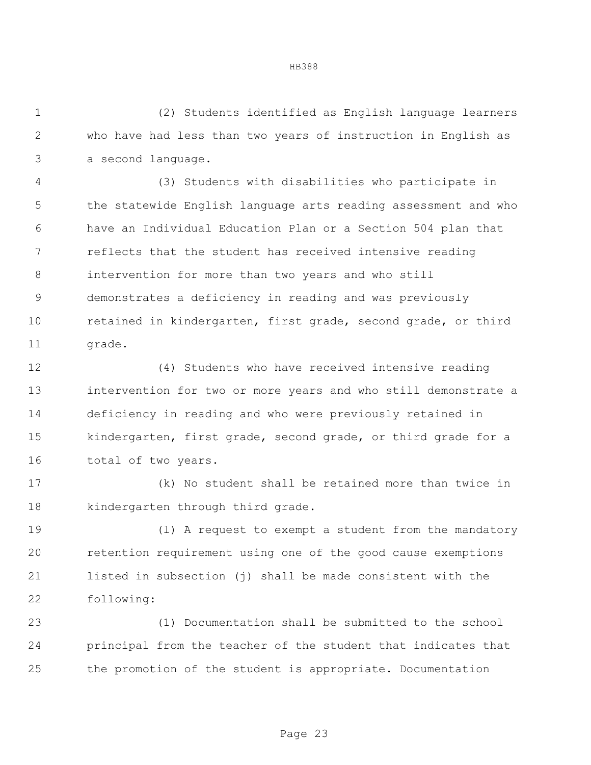(2) Students identified as English language learners who have had less than two years of instruction in English as a second language.

(3) Students with disabilities who participate in the statewide English language arts reading assessment and who have an Individual Education Plan or a Section 504 plan that reflects that the student has received intensive reading intervention for more than two years and who still demonstrates a deficiency in reading and was previously retained in kindergarten, first grade, second grade, or third grade.

(4) Students who have received intensive reading intervention for two or more years and who still demonstrate a deficiency in reading and who were previously retained in kindergarten, first grade, second grade, or third grade for a total of two years.

(k) No student shall be retained more than twice in kindergarten through third grade.

(l) A request to exempt a student from the mandatory retention requirement using one of the good cause exemptions listed in subsection (j) shall be made consistent with the following:

(1) Documentation shall be submitted to the school principal from the teacher of the student that indicates that the promotion of the student is appropriate. Documentation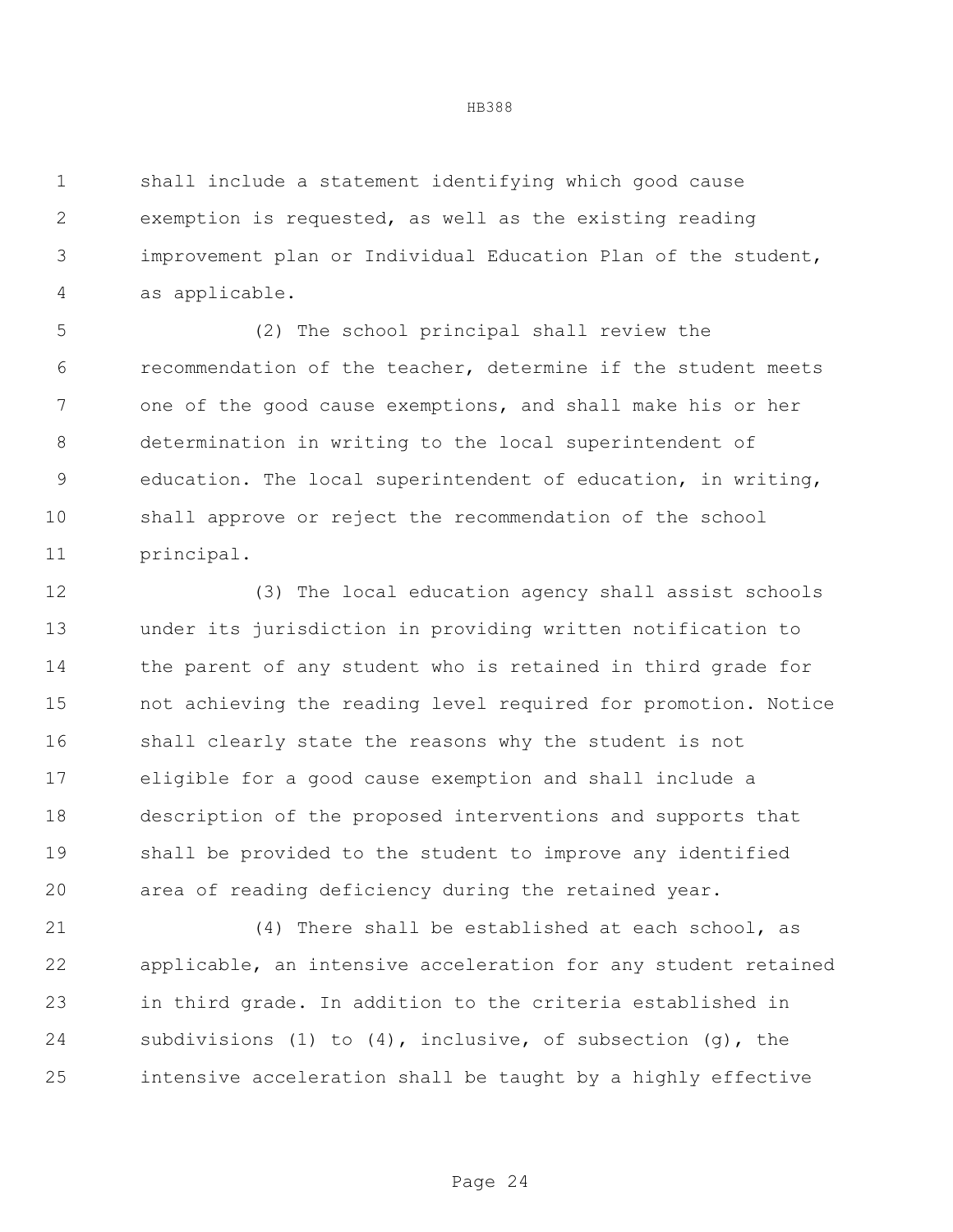shall include a statement identifying which good cause exemption is requested, as well as the existing reading improvement plan or Individual Education Plan of the student, as applicable.

(2) The school principal shall review the recommendation of the teacher, determine if the student meets one of the good cause exemptions, and shall make his or her determination in writing to the local superintendent of education. The local superintendent of education, in writing, shall approve or reject the recommendation of the school principal.

(3) The local education agency shall assist schools under its jurisdiction in providing written notification to the parent of any student who is retained in third grade for not achieving the reading level required for promotion. Notice shall clearly state the reasons why the student is not eligible for a good cause exemption and shall include a description of the proposed interventions and supports that shall be provided to the student to improve any identified area of reading deficiency during the retained year.

(4) There shall be established at each school, as applicable, an intensive acceleration for any student retained in third grade. In addition to the criteria established in subdivisions (1) to (4), inclusive, of subsection (g), the intensive acceleration shall be taught by a highly effective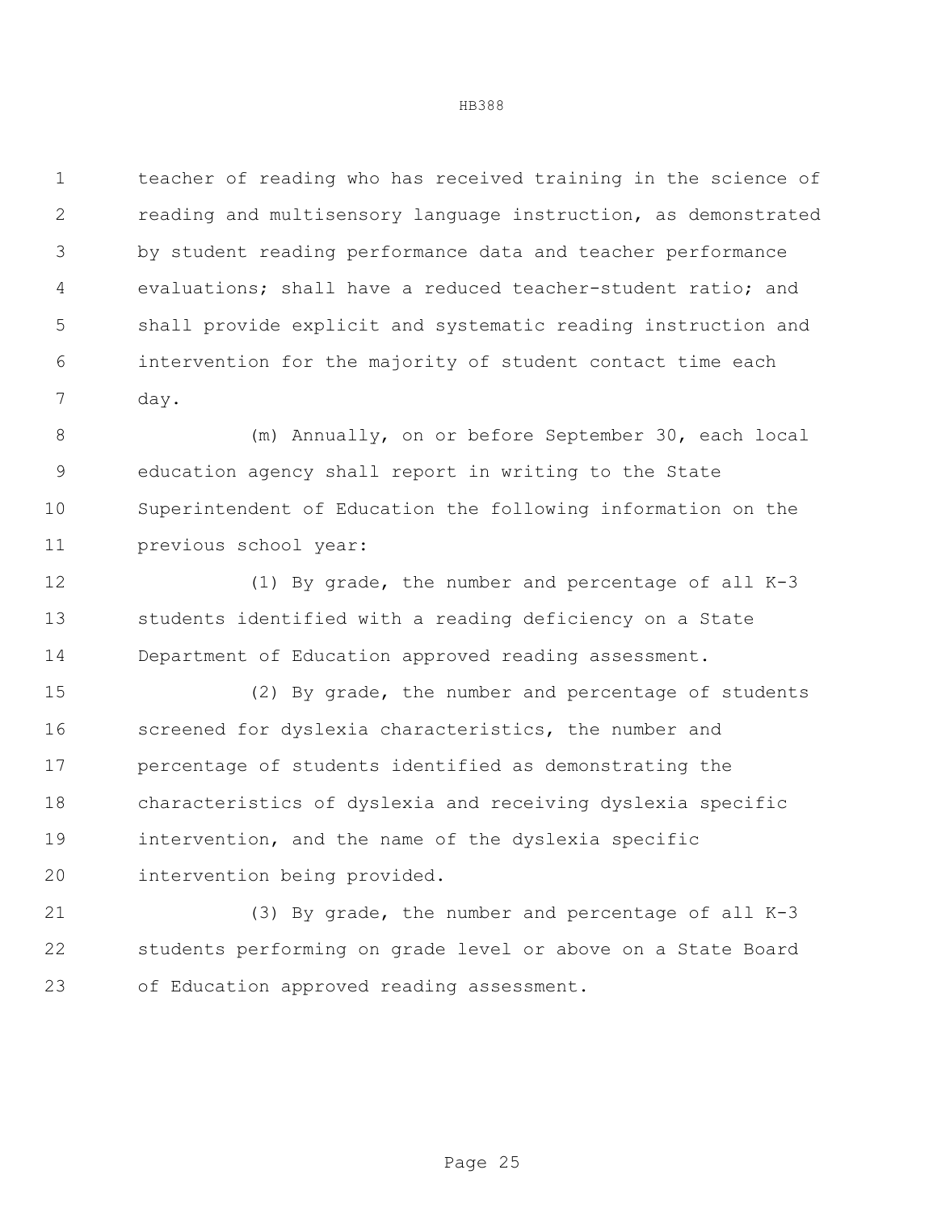teacher of reading who has received training in the science of reading and multisensory language instruction, as demonstrated by student reading performance data and teacher performance evaluations; shall have a reduced teacher-student ratio; and shall provide explicit and systematic reading instruction and intervention for the majority of student contact time each day.

(m) Annually, on or before September 30, each local education agency shall report in writing to the State Superintendent of Education the following information on the previous school year:

(1) By grade, the number and percentage of all K-3 students identified with a reading deficiency on a State Department of Education approved reading assessment.

(2) By grade, the number and percentage of students screened for dyslexia characteristics, the number and percentage of students identified as demonstrating the characteristics of dyslexia and receiving dyslexia specific intervention, and the name of the dyslexia specific intervention being provided.

(3) By grade, the number and percentage of all K-3 students performing on grade level or above on a State Board of Education approved reading assessment.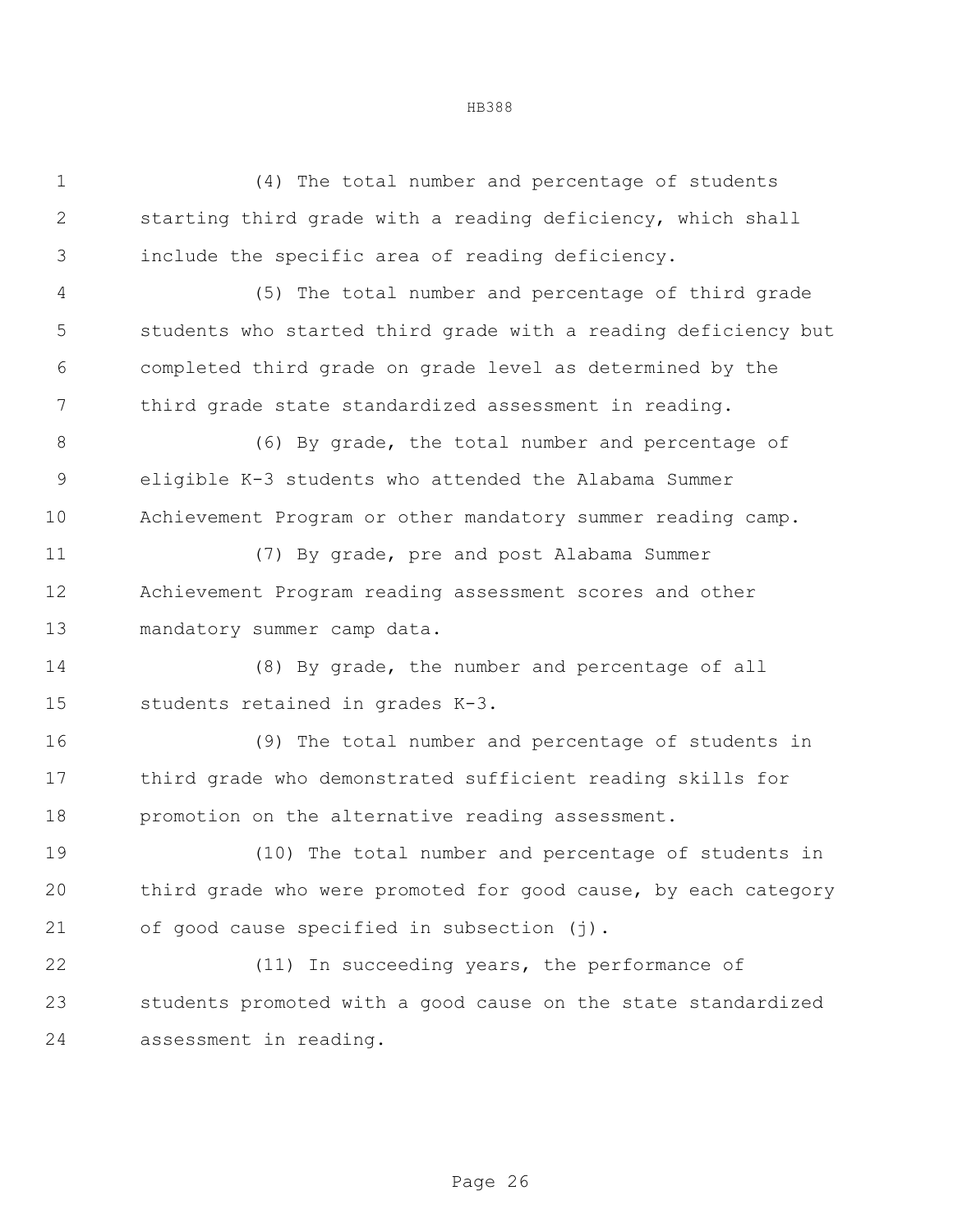(4) The total number and percentage of students starting third grade with a reading deficiency, which shall include the specific area of reading deficiency.

(5) The total number and percentage of third grade students who started third grade with a reading deficiency but completed third grade on grade level as determined by the third grade state standardized assessment in reading.

(6) By grade, the total number and percentage of eligible K-3 students who attended the Alabama Summer Achievement Program or other mandatory summer reading camp.

(7) By grade, pre and post Alabama Summer Achievement Program reading assessment scores and other mandatory summer camp data.

(8) By grade, the number and percentage of all students retained in grades K-3.

(9) The total number and percentage of students in third grade who demonstrated sufficient reading skills for promotion on the alternative reading assessment.

(10) The total number and percentage of students in third grade who were promoted for good cause, by each category of good cause specified in subsection (j).

(11) In succeeding years, the performance of students promoted with a good cause on the state standardized assessment in reading.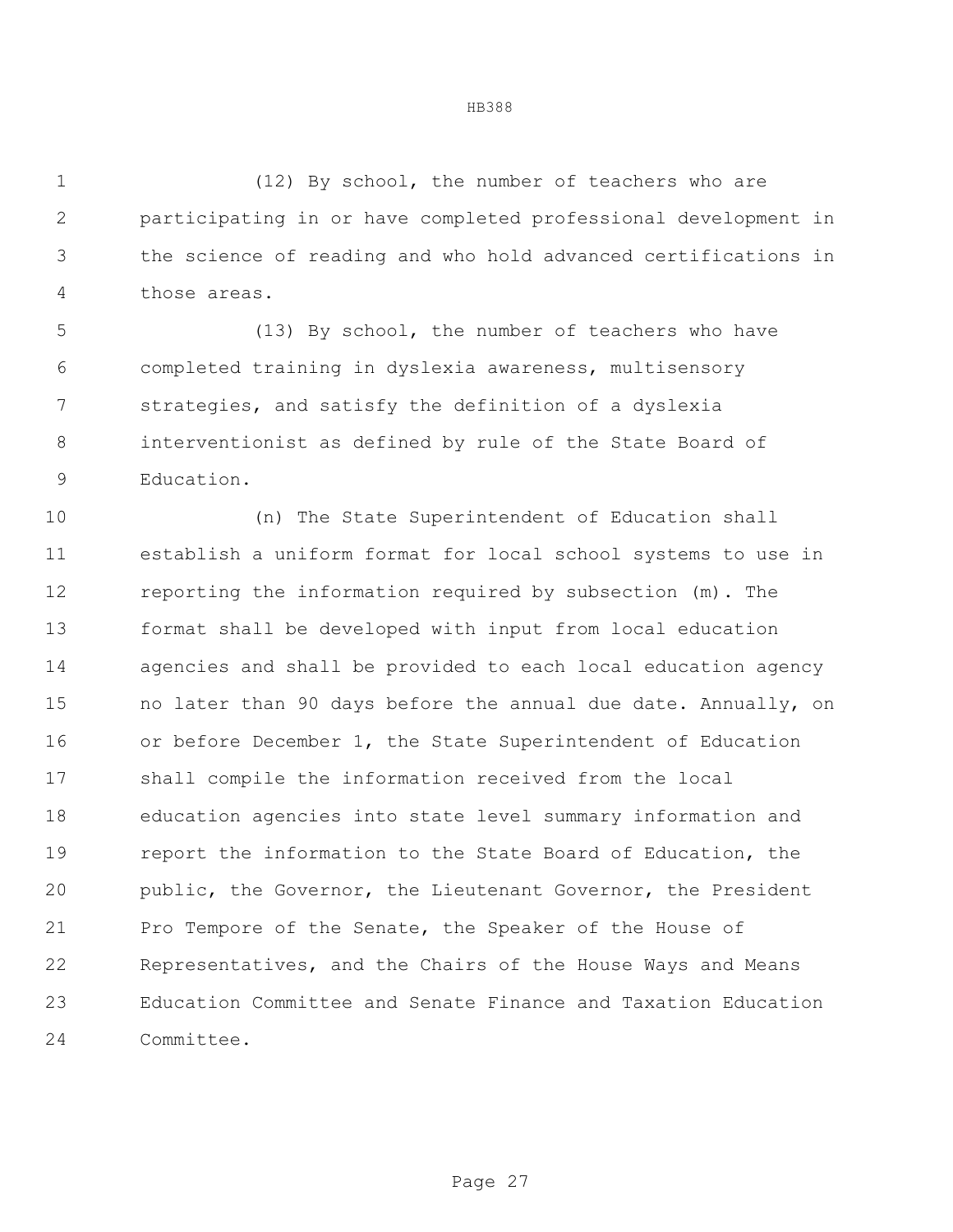(12) By school, the number of teachers who are participating in or have completed professional development in the science of reading and who hold advanced certifications in those areas.

(13) By school, the number of teachers who have completed training in dyslexia awareness, multisensory strategies, and satisfy the definition of a dyslexia interventionist as defined by rule of the State Board of Education.

(n) The State Superintendent of Education shall establish a uniform format for local school systems to use in reporting the information required by subsection (m). The format shall be developed with input from local education agencies and shall be provided to each local education agency no later than 90 days before the annual due date. Annually, on or before December 1, the State Superintendent of Education shall compile the information received from the local education agencies into state level summary information and report the information to the State Board of Education, the public, the Governor, the Lieutenant Governor, the President Pro Tempore of the Senate, the Speaker of the House of Representatives, and the Chairs of the House Ways and Means Education Committee and Senate Finance and Taxation Education Committee.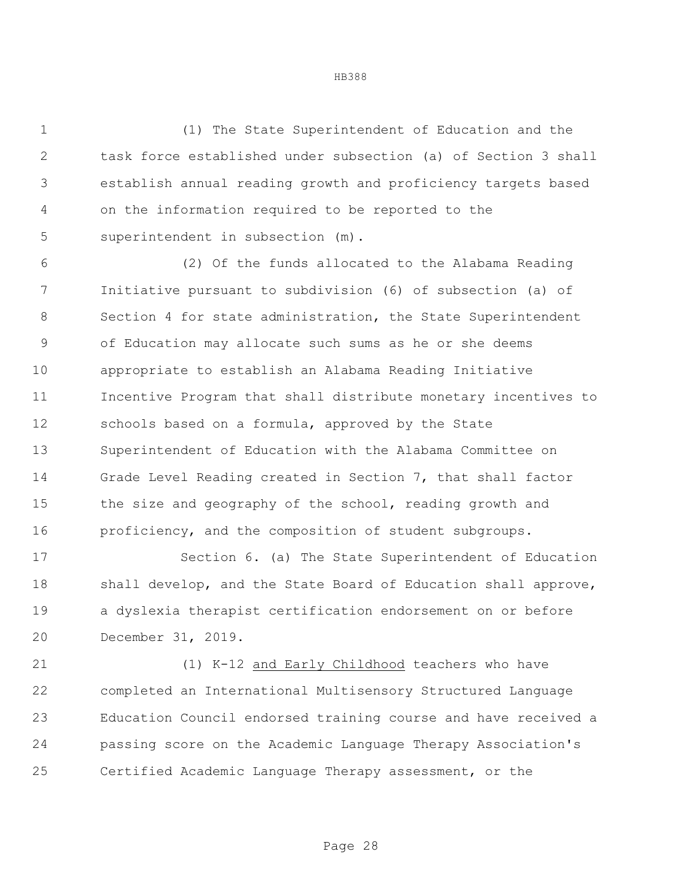(1) The State Superintendent of Education and the task force established under subsection (a) of Section 3 shall establish annual reading growth and proficiency targets based on the information required to be reported to the superintendent in subsection (m).

(2) Of the funds allocated to the Alabama Reading Initiative pursuant to subdivision (6) of subsection (a) of Section 4 for state administration, the State Superintendent of Education may allocate such sums as he or she deems appropriate to establish an Alabama Reading Initiative Incentive Program that shall distribute monetary incentives to schools based on a formula, approved by the State Superintendent of Education with the Alabama Committee on Grade Level Reading created in Section 7, that shall factor the size and geography of the school, reading growth and proficiency, and the composition of student subgroups.

Section 6. (a) The State Superintendent of Education shall develop, and the State Board of Education shall approve, a dyslexia therapist certification endorsement on or before December 31, 2019.

(1) K-12 and Early Childhood teachers who have completed an International Multisensory Structured Language Education Council endorsed training course and have received a passing score on the Academic Language Therapy Association's Certified Academic Language Therapy assessment, or the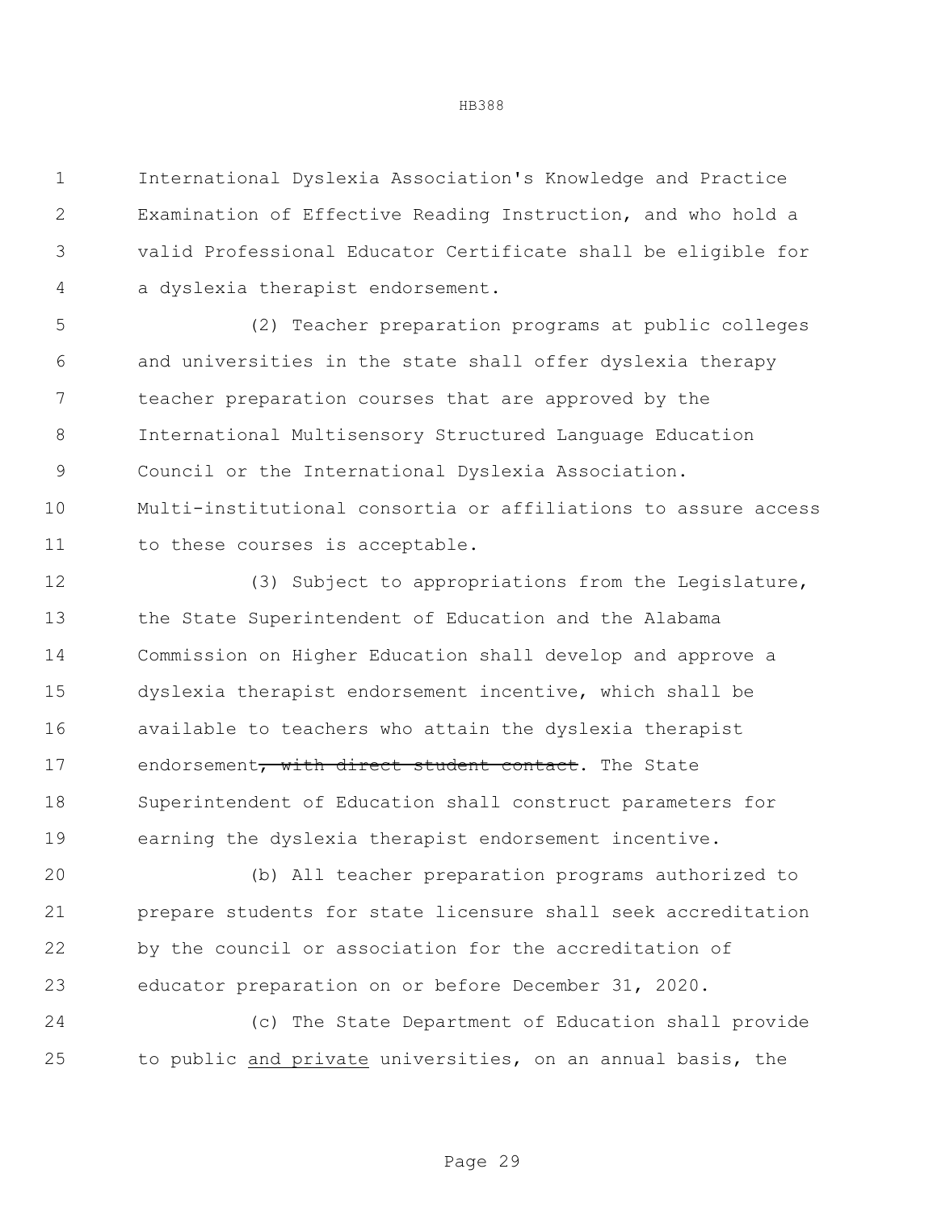International Dyslexia Association's Knowledge and Practice Examination of Effective Reading Instruction, and who hold a valid Professional Educator Certificate shall be eligible for a dyslexia therapist endorsement.

(2) Teacher preparation programs at public colleges and universities in the state shall offer dyslexia therapy teacher preparation courses that are approved by the International Multisensory Structured Language Education Council or the International Dyslexia Association. Multi-institutional consortia or affiliations to assure access to these courses is acceptable.

(3) Subject to appropriations from the Legislature, the State Superintendent of Education and the Alabama Commission on Higher Education shall develop and approve a dyslexia therapist endorsement incentive, which shall be available to teachers who attain the dyslexia therapist endorsement~~, with direct student contact~~. The State Superintendent of Education shall construct parameters for earning the dyslexia therapist endorsement incentive.

(b) All teacher preparation programs authorized to prepare students for state licensure shall seek accreditation by the council or association for the accreditation of educator preparation on or before December 31, 2020.

(c) The State Department of Education shall provide to public <u>and private</u> universities, on an annual basis, the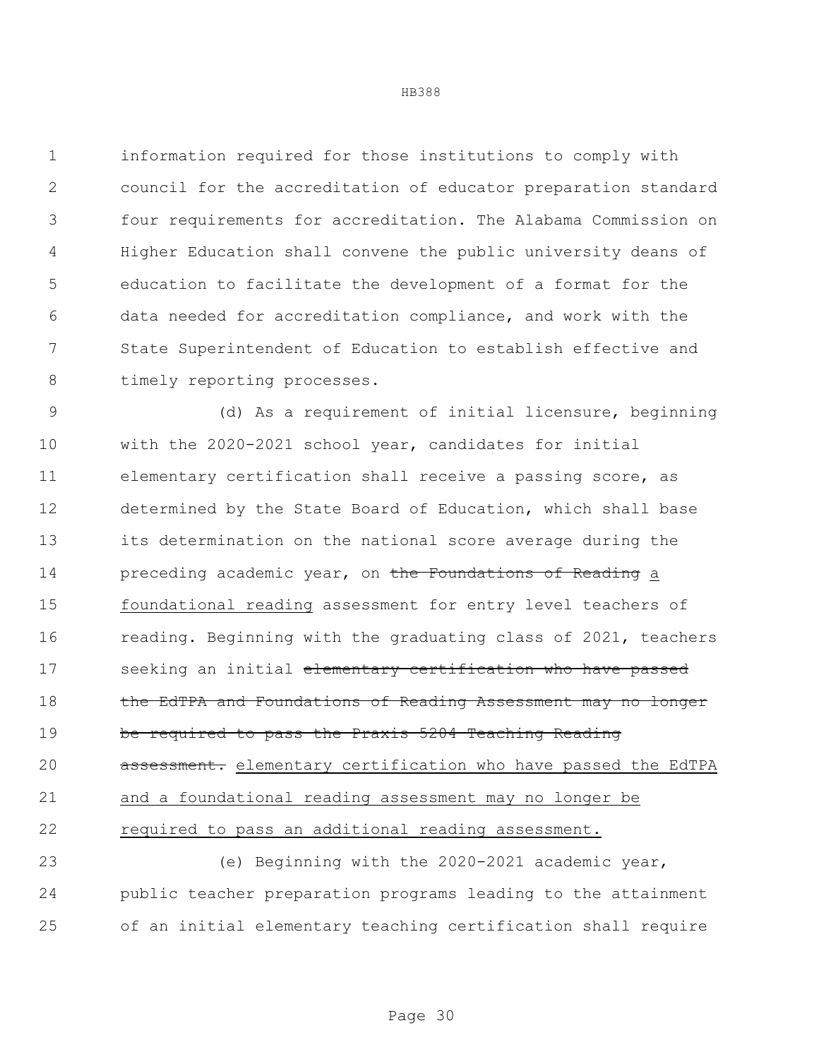information required for those institutions to comply with council for the accreditation of educator preparation standard four requirements for accreditation. The Alabama Commission on Higher Education shall convene the public university deans of education to facilitate the development of a format for the data needed for accreditation compliance, and work with the State Superintendent of Education to establish effective and timely reporting processes.

(d) As a requirement of initial licensure, beginning with the 2020-2021 school year, candidates for initial elementary certification shall receive a passing score, as determined by the State Board of Education, which shall base its determination on the national score average during the preceding academic year, on ~~the Foundations of Reading~~ <u>a foundational reading</u> assessment for entry level teachers of reading. Beginning with the graduating class of 2021, teachers seeking an initial ~~elementary certification who have passed the EdTPA and Foundations of Reading Assessment may no longer be required to pass the Praxis 5204 Teaching Reading assessment.~~ <u>elementary certification who have passed the EdTPA and a foundational reading assessment may no longer be required to pass an additional reading assessment.</u>

(e) Beginning with the 2020-2021 academic year, public teacher preparation programs leading to the attainment of an initial elementary teaching certification shall require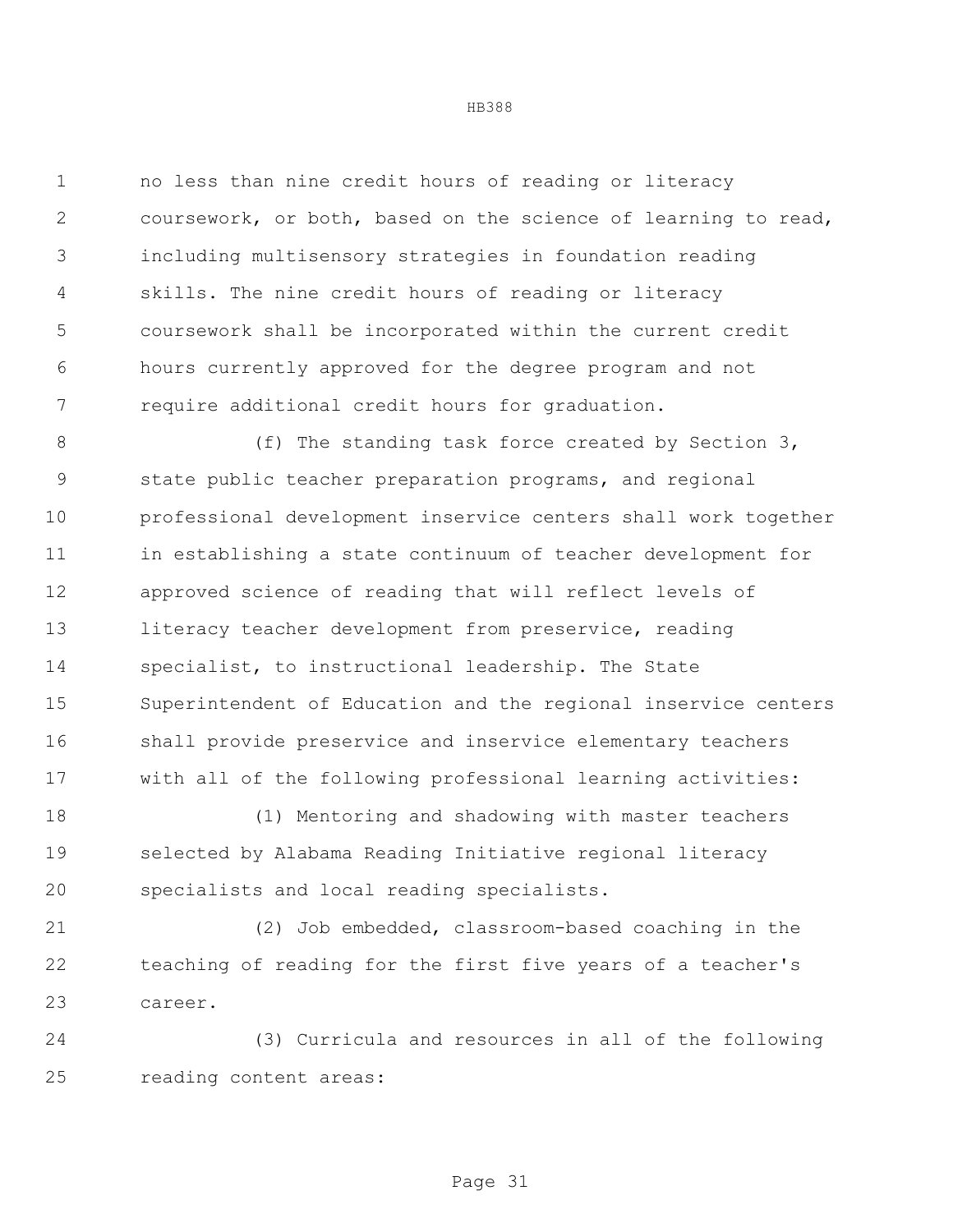no less than nine credit hours of reading or literacy coursework, or both, based on the science of learning to read, including multisensory strategies in foundation reading skills. The nine credit hours of reading or literacy coursework shall be incorporated within the current credit hours currently approved for the degree program and not require additional credit hours for graduation.

(f) The standing task force created by Section 3, state public teacher preparation programs, and regional professional development inservice centers shall work together in establishing a state continuum of teacher development for approved science of reading that will reflect levels of literacy teacher development from preservice, reading specialist, to instructional leadership. The State Superintendent of Education and the regional inservice centers shall provide preservice and inservice elementary teachers with all of the following professional learning activities:

(1) Mentoring and shadowing with master teachers selected by Alabama Reading Initiative regional literacy specialists and local reading specialists.

(2) Job embedded, classroom-based coaching in the teaching of reading for the first five years of a teacher's career.

(3) Curricula and resources in all of the following reading content areas: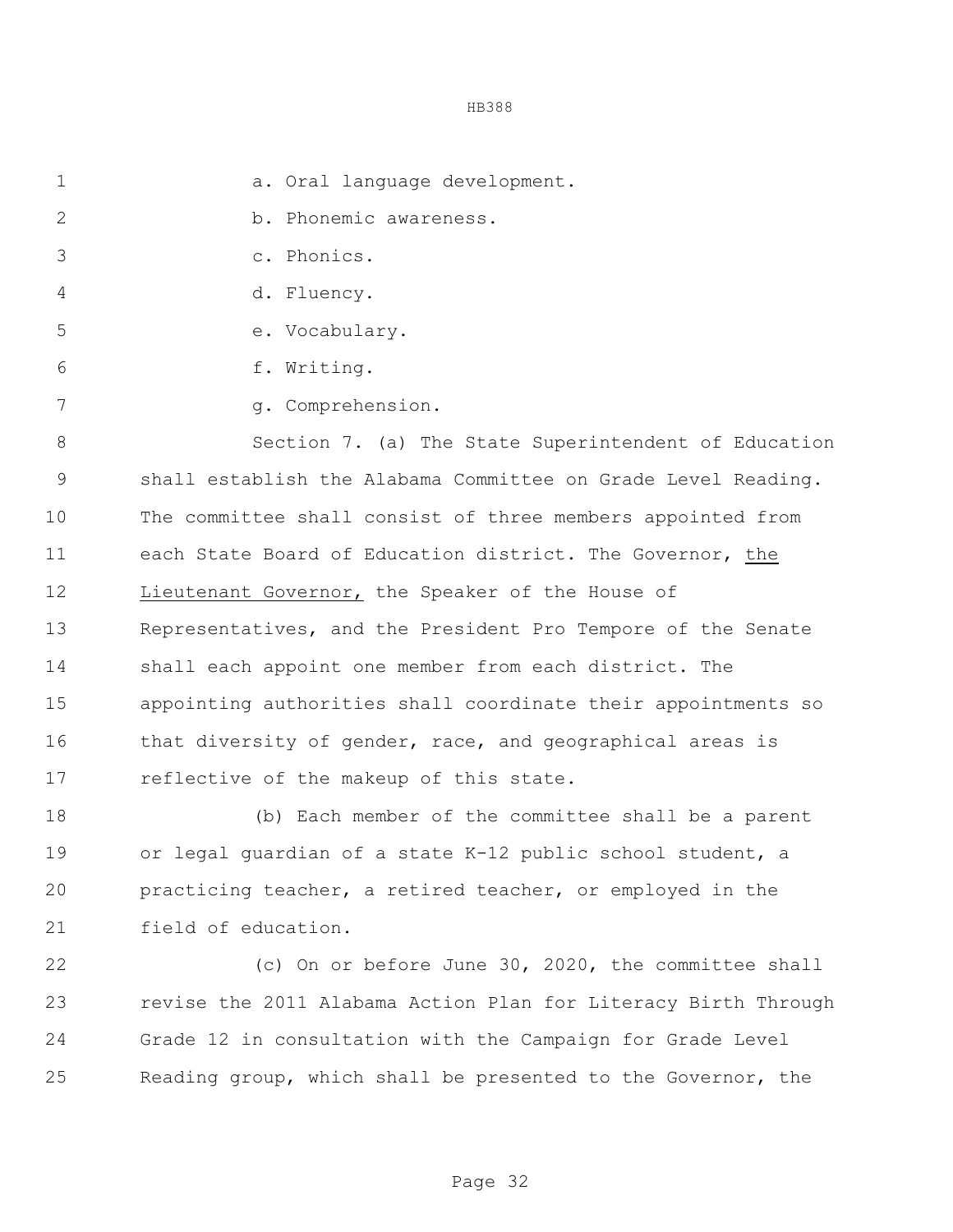a. Oral language development.

b. Phonemic awareness.

c. Phonics.

d. Fluency.

e. Vocabulary.

f. Writing.

g. Comprehension.

Section 7. (a) The State Superintendent of Education shall establish the Alabama Committee on Grade Level Reading. The committee shall consist of three members appointed from each State Board of Education district. The Governor, <u>the Lieutenant Governor,</u> the Speaker of the House of Representatives, and the President Pro Tempore of the Senate shall each appoint one member from each district. The appointing authorities shall coordinate their appointments so that diversity of gender, race, and geographical areas is reflective of the makeup of this state.

(b) Each member of the committee shall be a parent or legal guardian of a state K-12 public school student, a practicing teacher, a retired teacher, or employed in the field of education.

(c) On or before June 30, 2020, the committee shall revise the 2011 Alabama Action Plan for Literacy Birth Through Grade 12 in consultation with the Campaign for Grade Level Reading group, which shall be presented to the Governor, the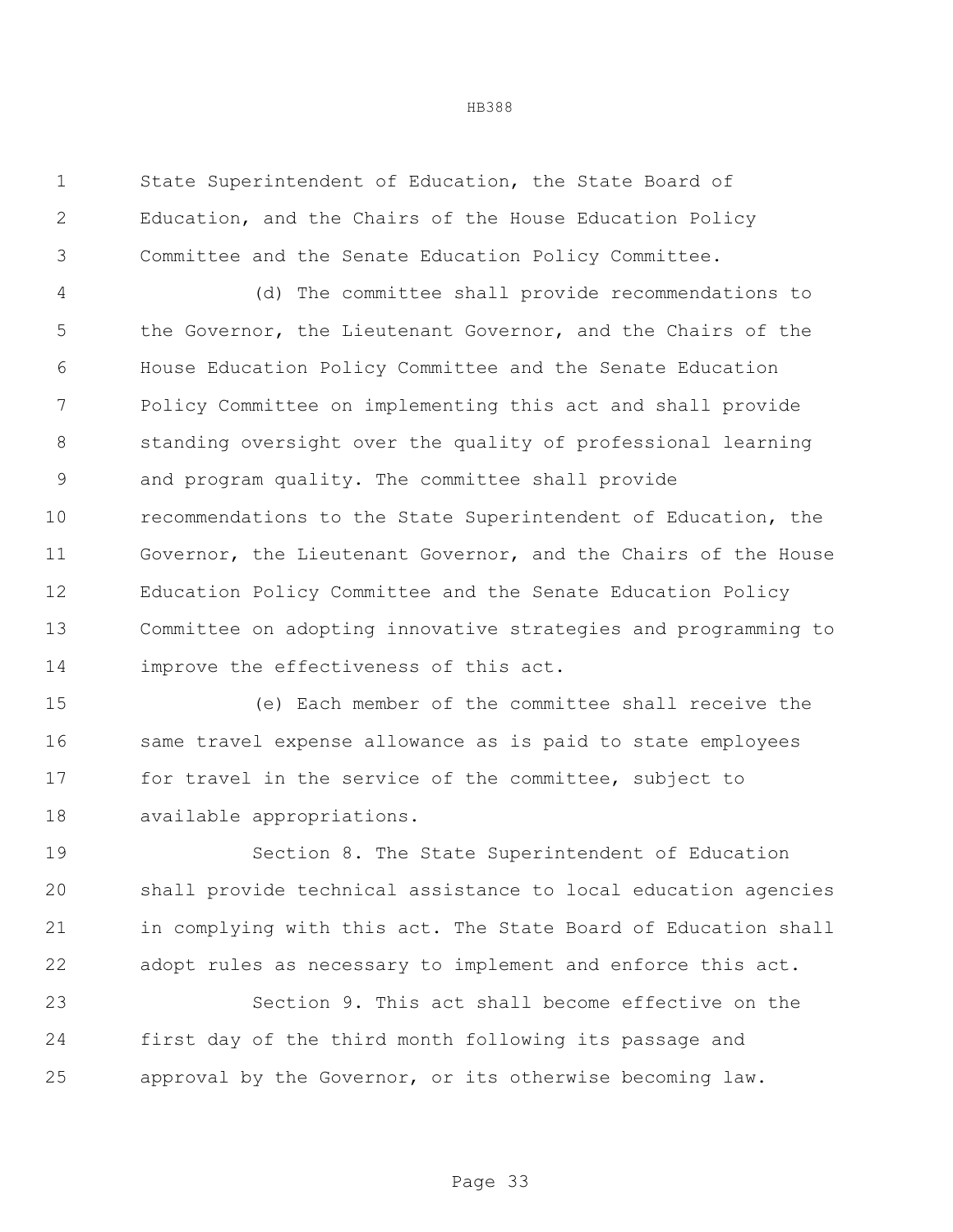State Superintendent of Education, the State Board of Education, and the Chairs of the House Education Policy Committee and the Senate Education Policy Committee.

(d) The committee shall provide recommendations to the Governor, the Lieutenant Governor, and the Chairs of the House Education Policy Committee and the Senate Education Policy Committee on implementing this act and shall provide standing oversight over the quality of professional learning and program quality. The committee shall provide recommendations to the State Superintendent of Education, the Governor, the Lieutenant Governor, and the Chairs of the House Education Policy Committee and the Senate Education Policy Committee on adopting innovative strategies and programming to improve the effectiveness of this act.

(e) Each member of the committee shall receive the same travel expense allowance as is paid to state employees for travel in the service of the committee, subject to available appropriations.

Section 8. The State Superintendent of Education shall provide technical assistance to local education agencies in complying with this act. The State Board of Education shall adopt rules as necessary to implement and enforce this act.

Section 9. This act shall become effective on the first day of the third month following its passage and approval by the Governor, or its otherwise becoming law.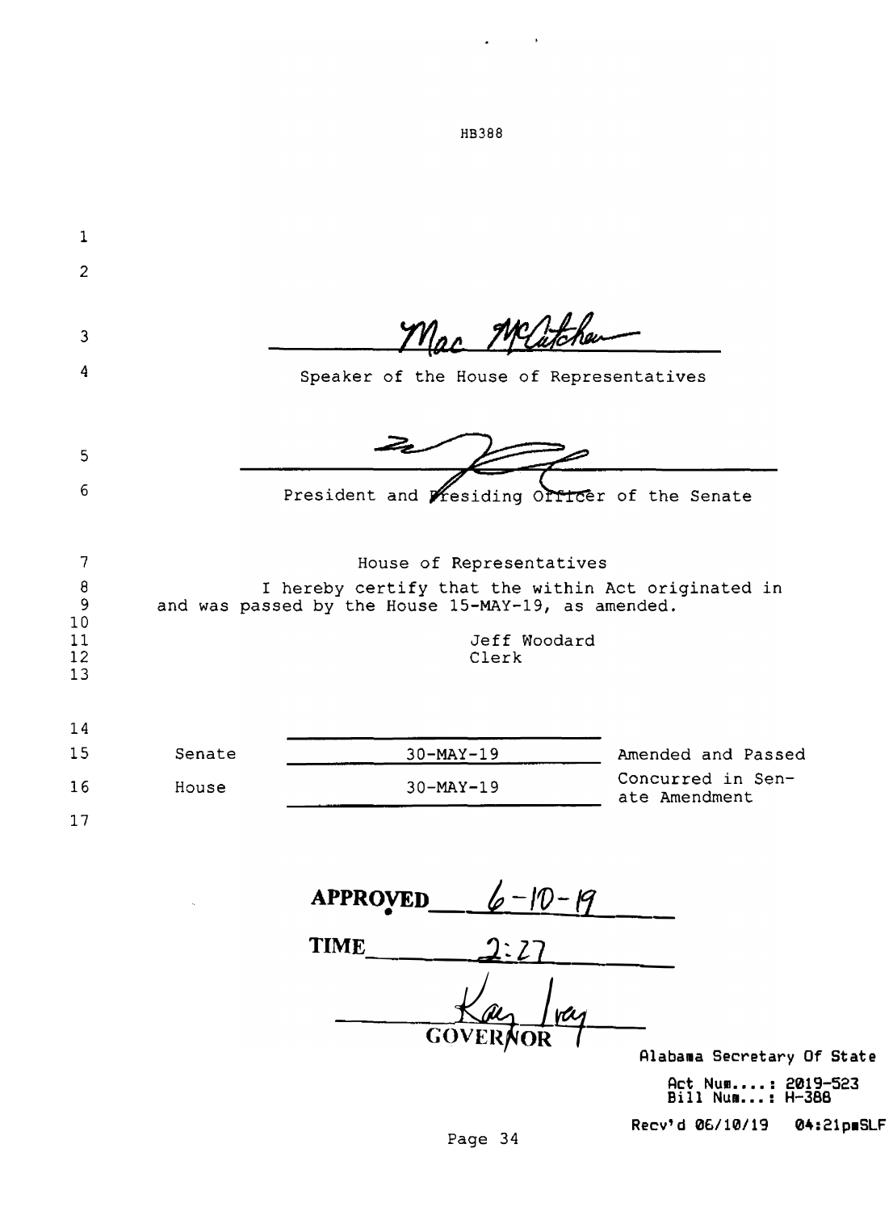HB388

Mac McCutcheon

Speaker of the House of Representatives

President and Presiding Officer of the Senate

House of Representatives

I hereby certify that the within Act originated in and was passed by the House 15-MAY-19, as amended.

Jeff Woodard
Clerk

| | | |
|---|---|---|
| Senate | 30-MAY-19 | Amended and Passed |
| House | 30-MAY-19 | Concurred in Senate Amendment |

**APPROVED** 6-10-19

**TIME** 2:27

Kay Ivey
**GOVERNOR**

Alabama Secretary Of State

Act Num....: 2019-523
Bill Num...: H-388

Recv'd 06/10/19 04:21pmSLF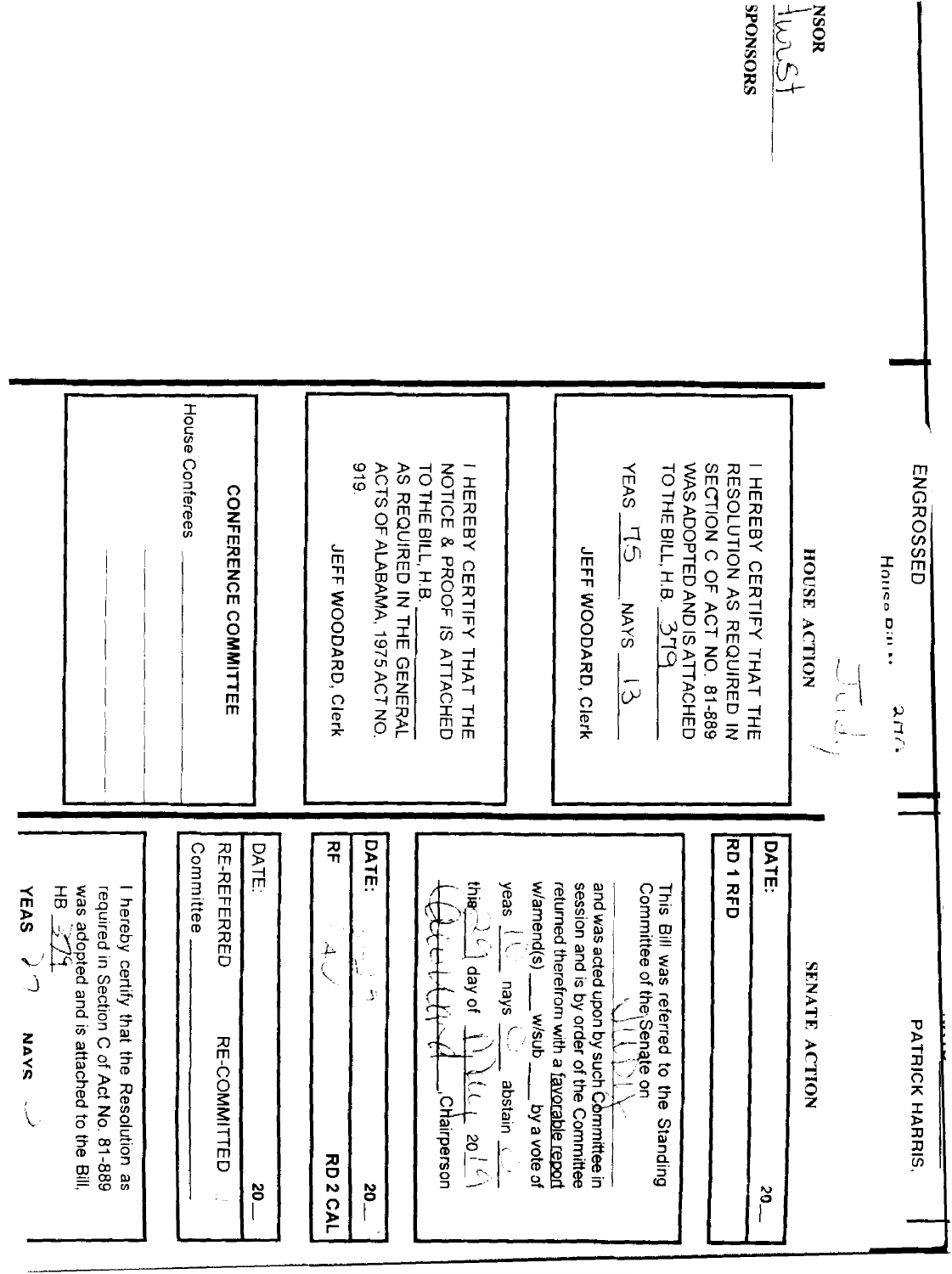SPONSOR

Hurst

SPONSORS

ENGROSSED

House Bill 379

Jud.

PATRICK HARRIS,

## HOUSE ACTION

I HEREBY CERTIFY THAT THE RESOLUTION AS REQUIRED IN SECTION C OF ACT NO. 81-889 WAS ADOPTED AND IS ATTACHED TO THE BILL, H.B. 379

YEAS 75 NAYS 13

JEFF WOODARD, Clerk

I HEREBY CERTIFY THAT THE NOTICE & PROOF IS ATTACHED TO THE BILL, H.B. ______ AS REQUIRED IN THE GENERAL ACTS OF ALABAMA, 1975 ACT NO. 919.

JEFF WOODARD, Clerk

**CONFERENCE COMMITTEE**

House Conferees ______

## SENATE ACTION

DATE: ______ 20__

RD 1 RFD

This Bill was referred to the Standing Committee of the Senate on Judiciary and was acted upon by such Committee in session and is by order of the Committee returned therefrom with a favorable report w/amend(s) ___ w/sub ___ by a vote of yeas 10 nays 0 abstain 0

this 29 day of May 2019

______, Chairperson

DATE: ______ 20__

RF 40 RD 2 CAL

DATE: ______ 20__

RE-REFERRED RE-COMMITTED

Committee ______

I hereby certify that the Resolution as required in Section C of Act No. 81-889 was adopted and is attached to the Bill, HB 379

YEAS 27 NAYS 0